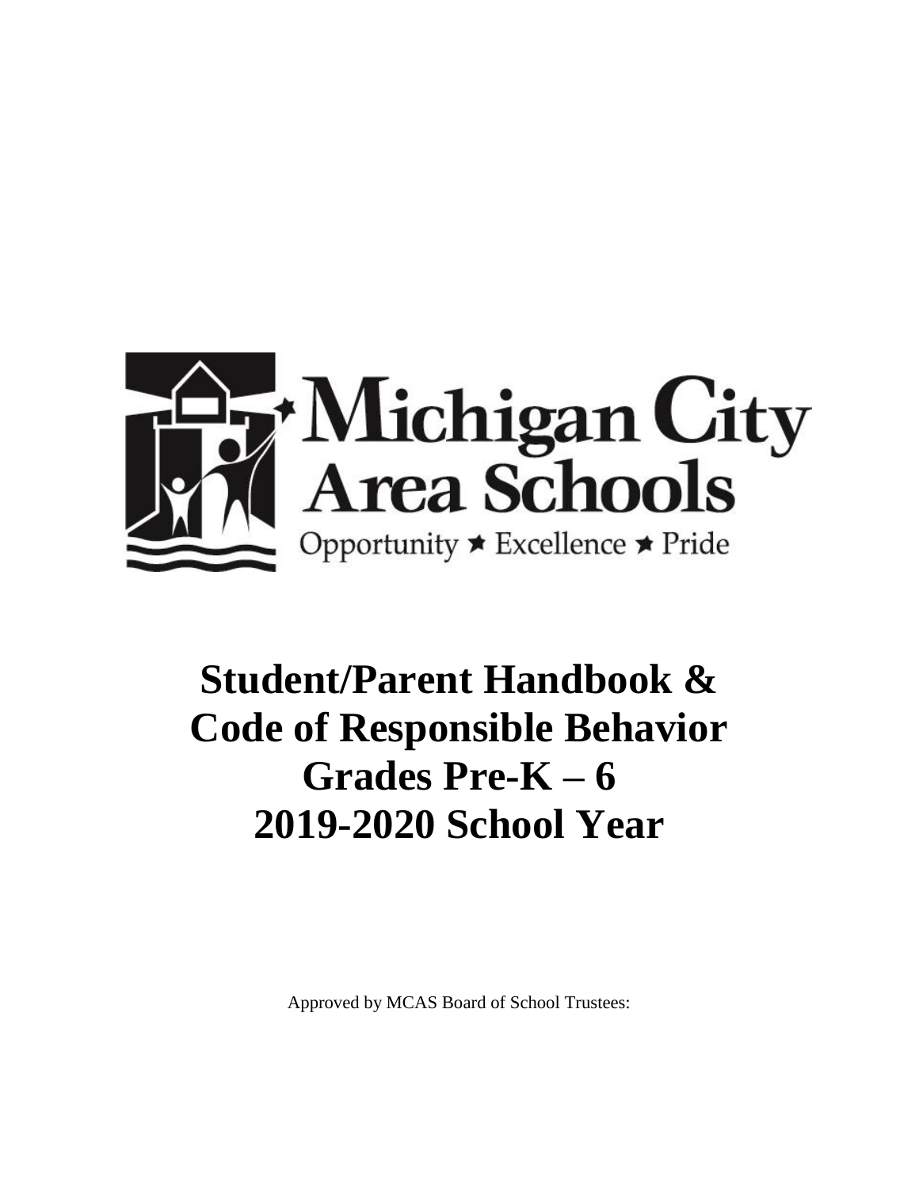Michigan City Area Schools

Opportunity ★ Excellence ★ Pride

# Student/Parent Handbook & Code of Responsible Behavior Grades Pre-K – 6 2019-2020 School Year

Approved by MCAS Board of School Trustees: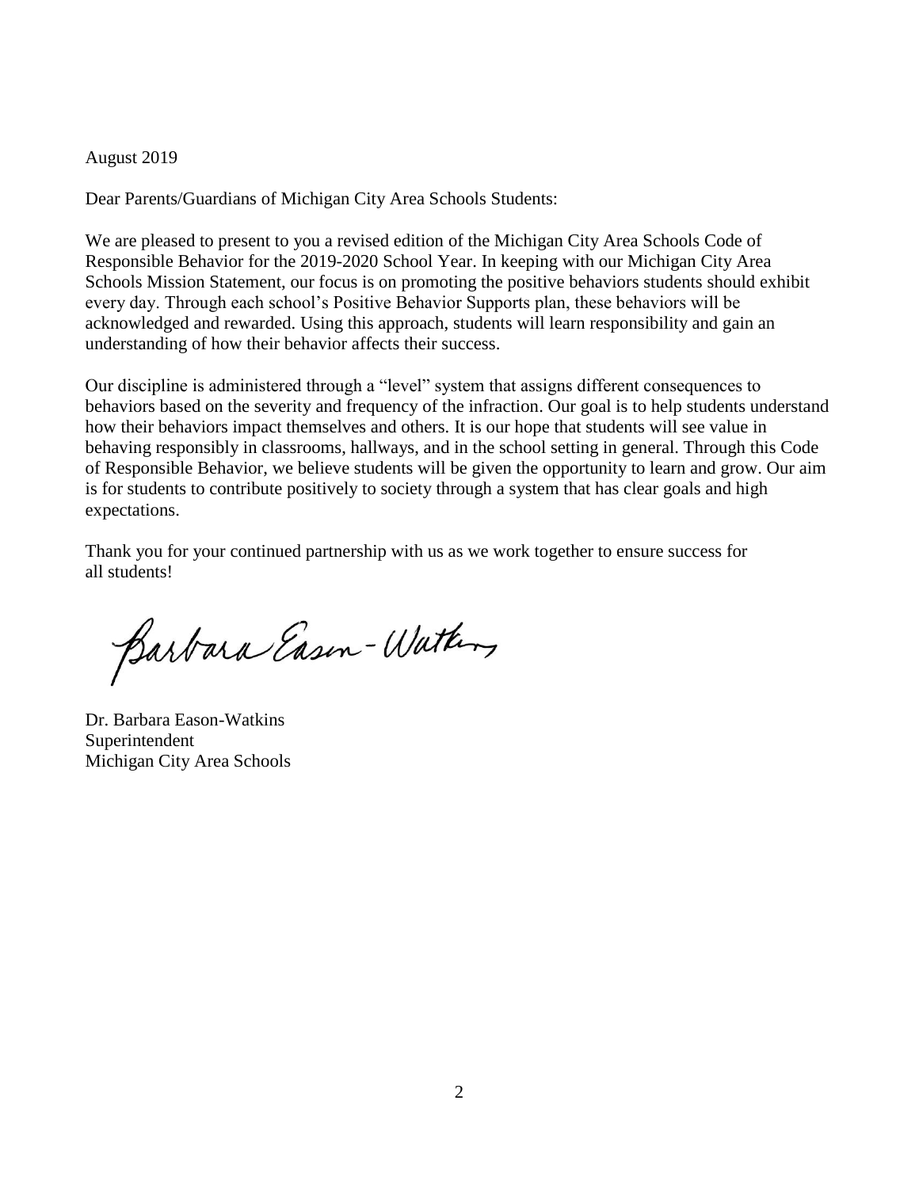August 2019

Dear Parents/Guardians of Michigan City Area Schools Students:

We are pleased to present to you a revised edition of the Michigan City Area Schools Code of Responsible Behavior for the 2019-2020 School Year. In keeping with our Michigan City Area Schools Mission Statement, our focus is on promoting the positive behaviors students should exhibit every day. Through each school's Positive Behavior Supports plan, these behaviors will be acknowledged and rewarded. Using this approach, students will learn responsibility and gain an understanding of how their behavior affects their success.

Our discipline is administered through a "level" system that assigns different consequences to behaviors based on the severity and frequency of the infraction. Our goal is to help students understand how their behaviors impact themselves and others. It is our hope that students will see value in behaving responsibly in classrooms, hallways, and in the school setting in general. Through this Code of Responsible Behavior, we believe students will be given the opportunity to learn and grow. Our aim is for students to contribute positively to society through a system that has clear goals and high expectations.

Thank you for your continued partnership with us as we work together to ensure success for all students!

Barbara Eason-Watkins

Dr. Barbara Eason-Watkins
Superintendent
Michigan City Area Schools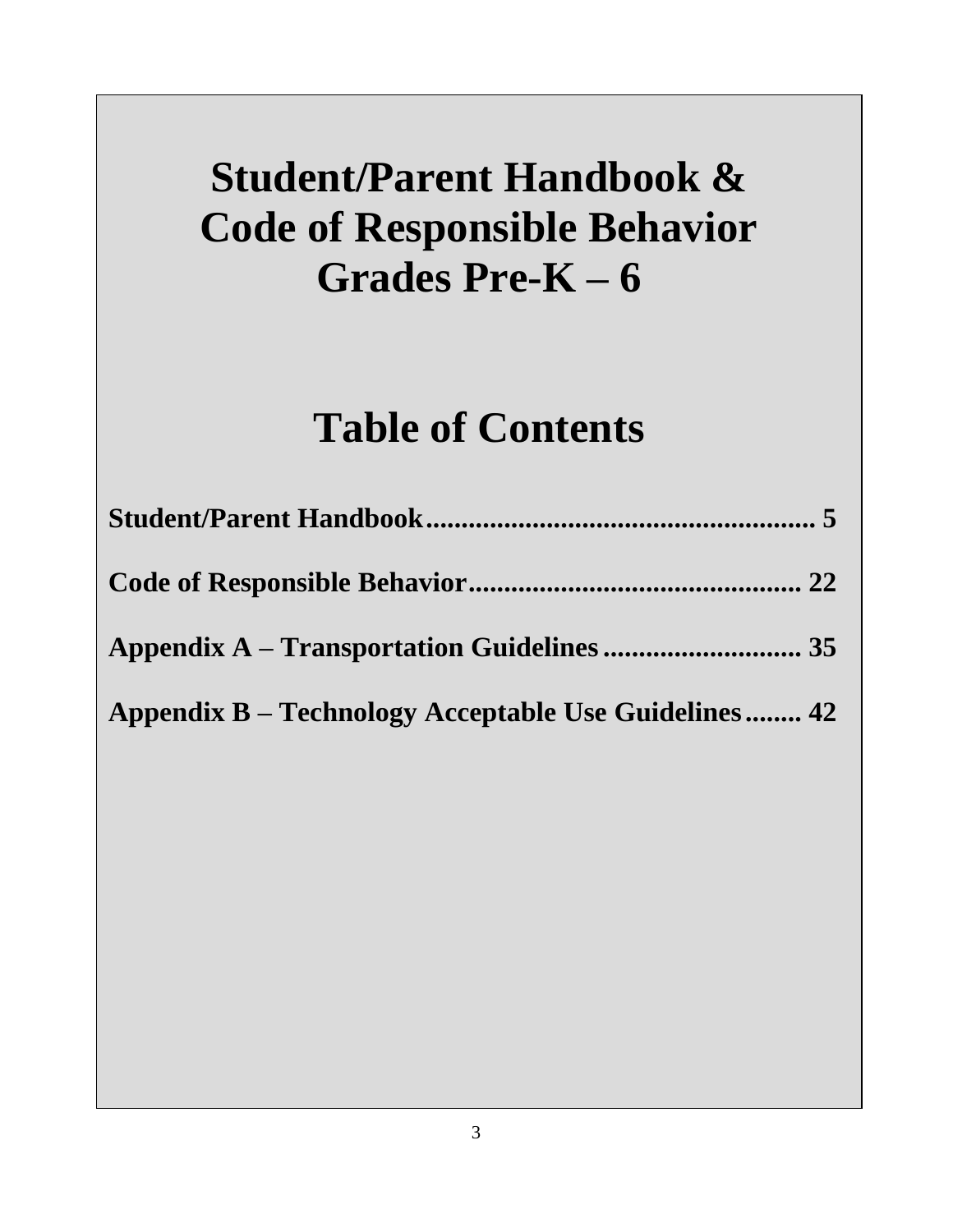# Student/Parent Handbook & Code of Responsible Behavior Grades Pre-K – 6

## Table of Contents

**Student/Parent Handbook........................................................ 5**

**Code of Responsible Behavior................................................ 22**

**Appendix A – Transportation Guidelines............................. 35**

**Appendix B – Technology Acceptable Use Guidelines........ 42**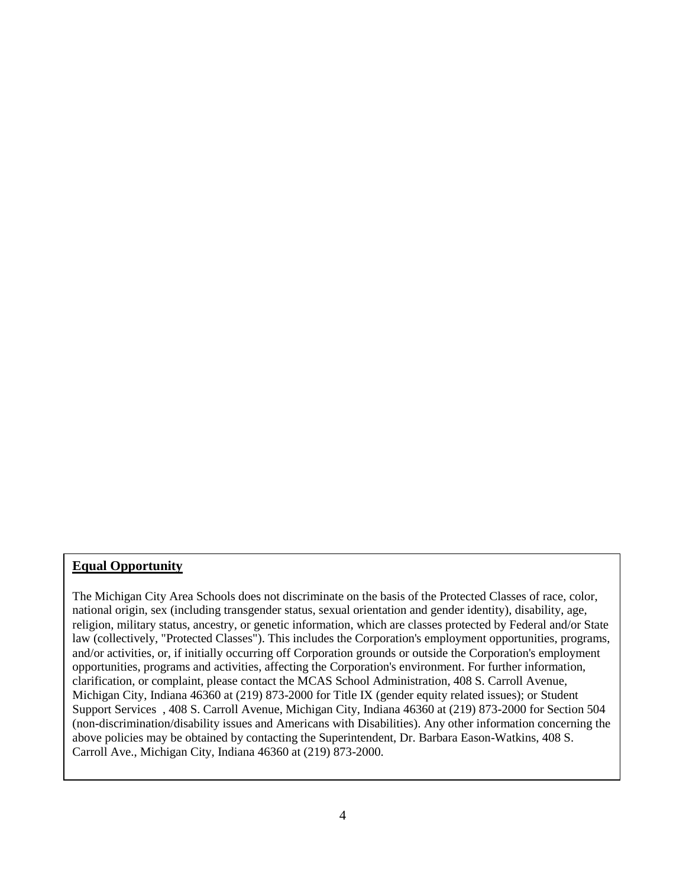## Equal Opportunity

The Michigan City Area Schools does not discriminate on the basis of the Protected Classes of race, color, national origin, sex (including transgender status, sexual orientation and gender identity), disability, age, religion, military status, ancestry, or genetic information, which are classes protected by Federal and/or State law (collectively, "Protected Classes"). This includes the Corporation's employment opportunities, programs, and/or activities, or, if initially occurring off Corporation grounds or outside the Corporation's employment opportunities, programs and activities, affecting the Corporation's environment. For further information, clarification, or complaint, please contact the MCAS School Administration, 408 S. Carroll Avenue, Michigan City, Indiana 46360 at (219) 873-2000 for Title IX (gender equity related issues); or Student Support Services , 408 S. Carroll Avenue, Michigan City, Indiana 46360 at (219) 873-2000 for Section 504 (non-discrimination/disability issues and Americans with Disabilities). Any other information concerning the above policies may be obtained by contacting the Superintendent, Dr. Barbara Eason-Watkins, 408 S. Carroll Ave., Michigan City, Indiana 46360 at (219) 873-2000.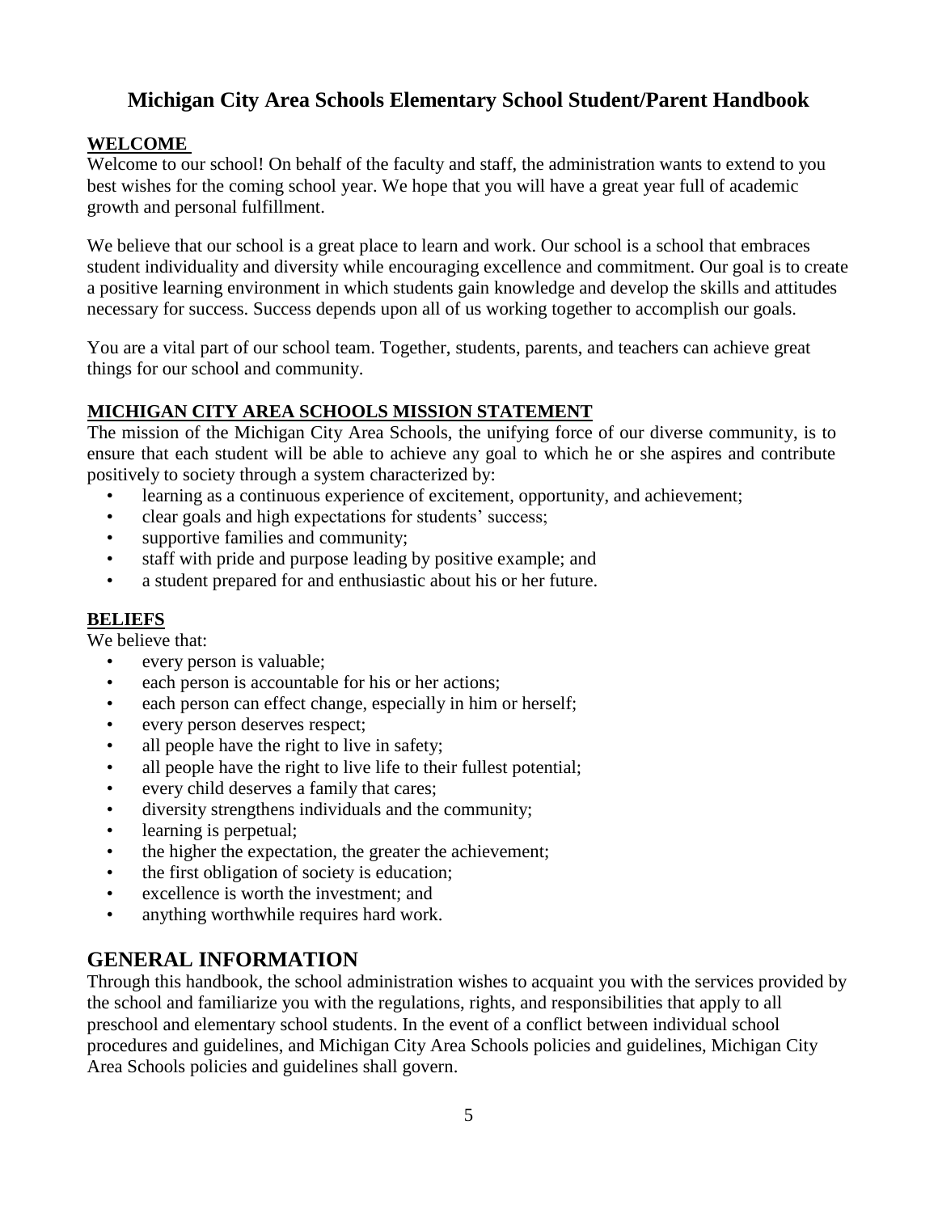# Michigan City Area Schools Elementary School Student/Parent Handbook

**WELCOME**

Welcome to our school! On behalf of the faculty and staff, the administration wants to extend to you best wishes for the coming school year. We hope that you will have a great year full of academic growth and personal fulfillment.

We believe that our school is a great place to learn and work. Our school is a school that embraces student individuality and diversity while encouraging excellence and commitment. Our goal is to create a positive learning environment in which students gain knowledge and develop the skills and attitudes necessary for success. Success depends upon all of us working together to accomplish our goals.

You are a vital part of our school team. Together, students, parents, and teachers can achieve great things for our school and community.

**MICHIGAN CITY AREA SCHOOLS MISSION STATEMENT**

The mission of the Michigan City Area Schools, the unifying force of our diverse community, is to ensure that each student will be able to achieve any goal to which he or she aspires and contribute positively to society through a system characterized by:

- learning as a continuous experience of excitement, opportunity, and achievement;
- clear goals and high expectations for students' success;
- supportive families and community;
- staff with pride and purpose leading by positive example; and
- a student prepared for and enthusiastic about his or her future.

**BELIEFS**

We believe that:

- every person is valuable;
- each person is accountable for his or her actions;
- each person can effect change, especially in him or herself;
- every person deserves respect;
- all people have the right to live in safety;
- all people have the right to live life to their fullest potential;
- every child deserves a family that cares;
- diversity strengthens individuals and the community;
- learning is perpetual;
- the higher the expectation, the greater the achievement;
- the first obligation of society is education;
- excellence is worth the investment; and
- anything worthwhile requires hard work.

## GENERAL INFORMATION

Through this handbook, the school administration wishes to acquaint you with the services provided by the school and familiarize you with the regulations, rights, and responsibilities that apply to all preschool and elementary school students. In the event of a conflict between individual school procedures and guidelines, and Michigan City Area Schools policies and guidelines, Michigan City Area Schools policies and guidelines shall govern.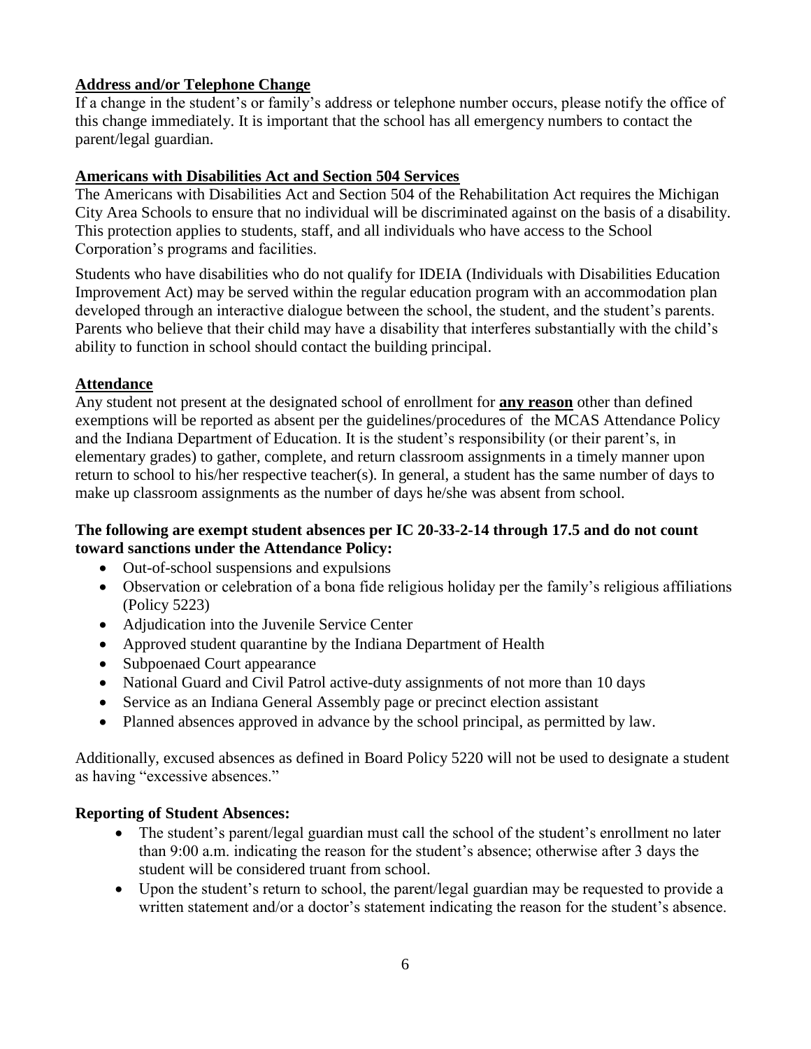**Address and/or Telephone Change**

If a change in the student's or family's address or telephone number occurs, please notify the office of this change immediately. It is important that the school has all emergency numbers to contact the parent/legal guardian.

**Americans with Disabilities Act and Section 504 Services**

The Americans with Disabilities Act and Section 504 of the Rehabilitation Act requires the Michigan City Area Schools to ensure that no individual will be discriminated against on the basis of a disability. This protection applies to students, staff, and all individuals who have access to the School Corporation's programs and facilities.

Students who have disabilities who do not qualify for IDEIA (Individuals with Disabilities Education Improvement Act) may be served within the regular education program with an accommodation plan developed through an interactive dialogue between the school, the student, and the student's parents. Parents who believe that their child may have a disability that interferes substantially with the child's ability to function in school should contact the building principal.

**Attendance**

Any student not present at the designated school of enrollment for **any reason** other than defined exemptions will be reported as absent per the guidelines/procedures of the MCAS Attendance Policy and the Indiana Department of Education. It is the student's responsibility (or their parent's, in elementary grades) to gather, complete, and return classroom assignments in a timely manner upon return to school to his/her respective teacher(s). In general, a student has the same number of days to make up classroom assignments as the number of days he/she was absent from school.

**The following are exempt student absences per IC 20-33-2-14 through 17.5 and do not count toward sanctions under the Attendance Policy:**

- Out-of-school suspensions and expulsions
- Observation or celebration of a bona fide religious holiday per the family's religious affiliations (Policy 5223)
- Adjudication into the Juvenile Service Center
- Approved student quarantine by the Indiana Department of Health
- Subpoenaed Court appearance
- National Guard and Civil Patrol active-duty assignments of not more than 10 days
- Service as an Indiana General Assembly page or precinct election assistant
- Planned absences approved in advance by the school principal, as permitted by law.

Additionally, excused absences as defined in Board Policy 5220 will not be used to designate a student as having "excessive absences."

**Reporting of Student Absences:**

- The student's parent/legal guardian must call the school of the student's enrollment no later than 9:00 a.m. indicating the reason for the student's absence; otherwise after 3 days the student will be considered truant from school.
- Upon the student's return to school, the parent/legal guardian may be requested to provide a written statement and/or a doctor's statement indicating the reason for the student's absence.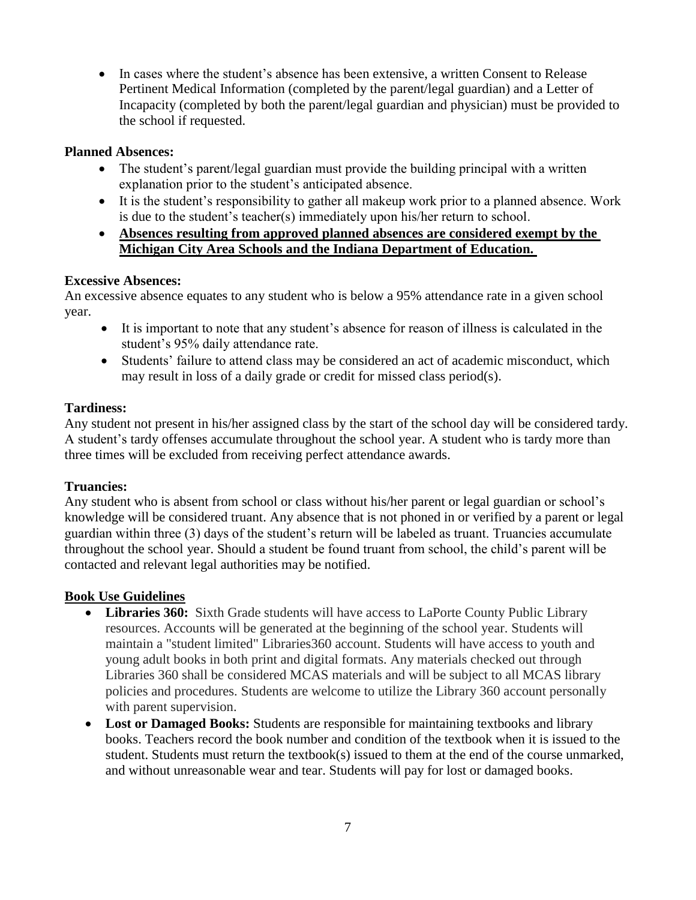- In cases where the student's absence has been extensive, a written Consent to Release Pertinent Medical Information (completed by the parent/legal guardian) and a Letter of Incapacity (completed by both the parent/legal guardian and physician) must be provided to the school if requested.

**Planned Absences:**

- The student's parent/legal guardian must provide the building principal with a written explanation prior to the student's anticipated absence.
- It is the student's responsibility to gather all makeup work prior to a planned absence. Work is due to the student's teacher(s) immediately upon his/her return to school.
- **<u>Absences resulting from approved planned absences are considered exempt by the Michigan City Area Schools and the Indiana Department of Education.</u>**

**Excessive Absences:**

An excessive absence equates to any student who is below a 95% attendance rate in a given school year.

- It is important to note that any student's absence for reason of illness is calculated in the student's 95% daily attendance rate.
- Students' failure to attend class may be considered an act of academic misconduct, which may result in loss of a daily grade or credit for missed class period(s).

**Tardiness:**

Any student not present in his/her assigned class by the start of the school day will be considered tardy. A student's tardy offenses accumulate throughout the school year. A student who is tardy more than three times will be excluded from receiving perfect attendance awards.

**Truancies:**

Any student who is absent from school or class without his/her parent or legal guardian or school's knowledge will be considered truant. Any absence that is not phoned in or verified by a parent or legal guardian within three (3) days of the student's return will be labeled as truant. Truancies accumulate throughout the school year. Should a student be found truant from school, the child's parent will be contacted and relevant legal authorities may be notified.

**<u>Book Use Guidelines</u>**

- **Libraries 360:** Sixth Grade students will have access to LaPorte County Public Library resources. Accounts will be generated at the beginning of the school year. Students will maintain a "student limited" Libraries360 account. Students will have access to youth and young adult books in both print and digital formats. Any materials checked out through Libraries 360 shall be considered MCAS materials and will be subject to all MCAS library policies and procedures. Students are welcome to utilize the Library 360 account personally with parent supervision.
- **Lost or Damaged Books:** Students are responsible for maintaining textbooks and library books. Teachers record the book number and condition of the textbook when it is issued to the student. Students must return the textbook(s) issued to them at the end of the course unmarked, and without unreasonable wear and tear. Students will pay for lost or damaged books.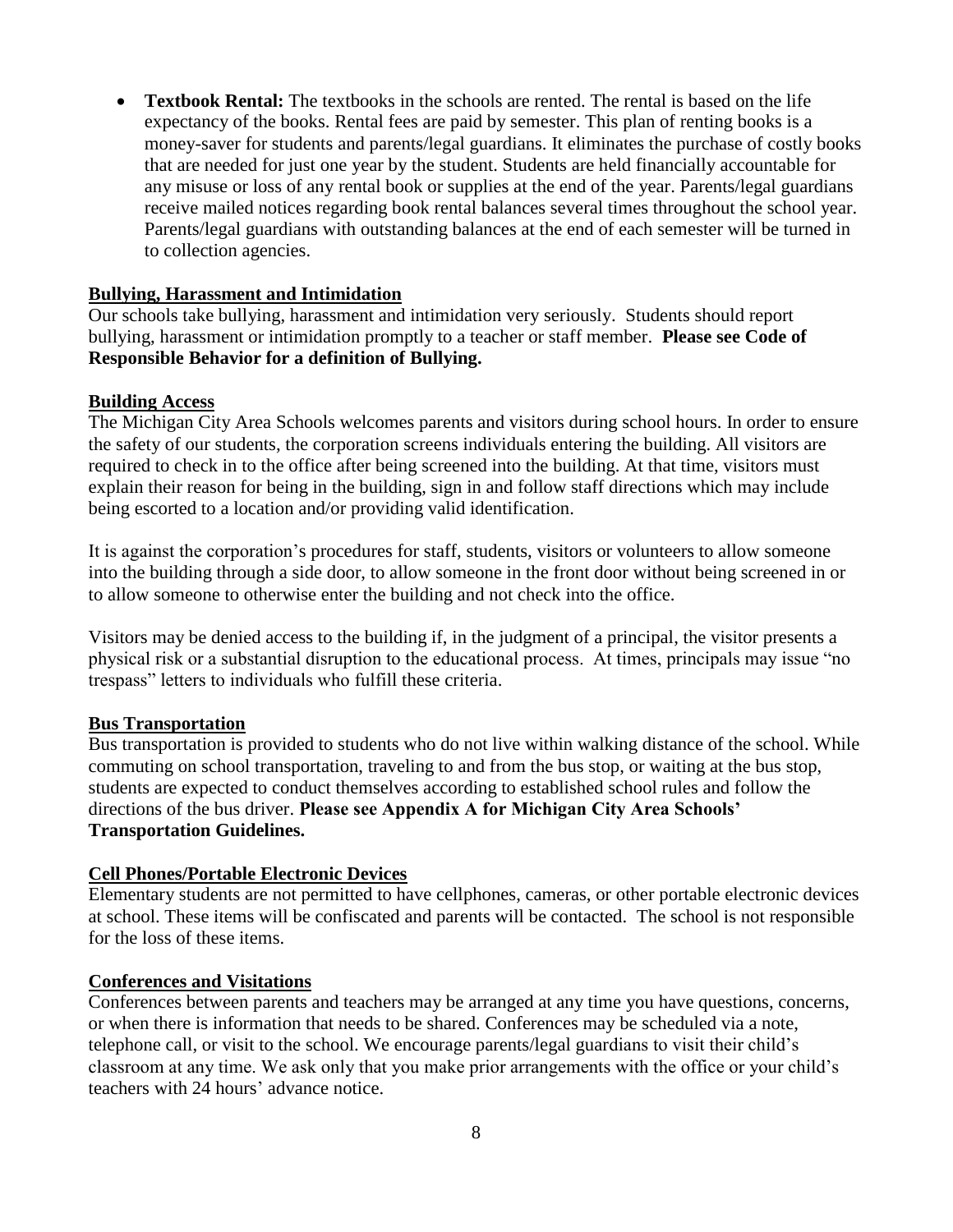- **Textbook Rental:** The textbooks in the schools are rented. The rental is based on the life expectancy of the books. Rental fees are paid by semester. This plan of renting books is a money-saver for students and parents/legal guardians. It eliminates the purchase of costly books that are needed for just one year by the student. Students are held financially accountable for any misuse or loss of any rental book or supplies at the end of the year. Parents/legal guardians receive mailed notices regarding book rental balances several times throughout the school year. Parents/legal guardians with outstanding balances at the end of each semester will be turned in to collection agencies.

## Bullying, Harassment and Intimidation

Our schools take bullying, harassment and intimidation very seriously. Students should report bullying, harassment or intimidation promptly to a teacher or staff member. **Please see Code of Responsible Behavior for a definition of Bullying.**

## Building Access

The Michigan City Area Schools welcomes parents and visitors during school hours. In order to ensure the safety of our students, the corporation screens individuals entering the building. All visitors are required to check in to the office after being screened into the building. At that time, visitors must explain their reason for being in the building, sign in and follow staff directions which may include being escorted to a location and/or providing valid identification.

It is against the corporation's procedures for staff, students, visitors or volunteers to allow someone into the building through a side door, to allow someone in the front door without being screened in or to allow someone to otherwise enter the building and not check into the office.

Visitors may be denied access to the building if, in the judgment of a principal, the visitor presents a physical risk or a substantial disruption to the educational process. At times, principals may issue "no trespass" letters to individuals who fulfill these criteria.

## Bus Transportation

Bus transportation is provided to students who do not live within walking distance of the school. While commuting on school transportation, traveling to and from the bus stop, or waiting at the bus stop, students are expected to conduct themselves according to established school rules and follow the directions of the bus driver. **Please see Appendix A for Michigan City Area Schools' Transportation Guidelines.**

## Cell Phones/Portable Electronic Devices

Elementary students are not permitted to have cellphones, cameras, or other portable electronic devices at school. These items will be confiscated and parents will be contacted. The school is not responsible for the loss of these items.

## Conferences and Visitations

Conferences between parents and teachers may be arranged at any time you have questions, concerns, or when there is information that needs to be shared. Conferences may be scheduled via a note, telephone call, or visit to the school. We encourage parents/legal guardians to visit their child's classroom at any time. We ask only that you make prior arrangements with the office or your child's teachers with 24 hours' advance notice.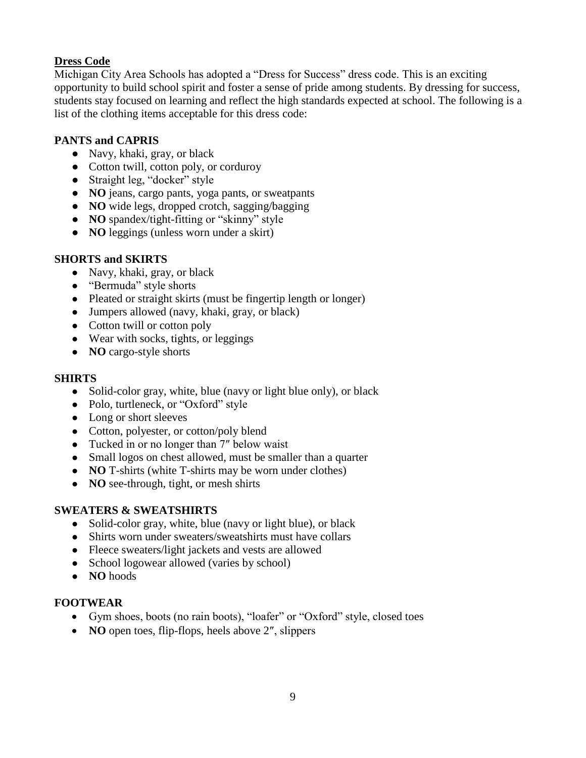## Dress Code

Michigan City Area Schools has adopted a "Dress for Success" dress code. This is an exciting opportunity to build school spirit and foster a sense of pride among students. By dressing for success, students stay focused on learning and reflect the high standards expected at school. The following is a list of the clothing items acceptable for this dress code:

### PANTS and CAPRIS

- Navy, khaki, gray, or black
- Cotton twill, cotton poly, or corduroy
- Straight leg, "docker" style
- **NO** jeans, cargo pants, yoga pants, or sweatpants
- **NO** wide legs, dropped crotch, sagging/bagging
- **NO** spandex/tight-fitting or "skinny" style
- **NO** leggings (unless worn under a skirt)

### SHORTS and SKIRTS

- Navy, khaki, gray, or black
- "Bermuda" style shorts
- Pleated or straight skirts (must be fingertip length or longer)
- Jumpers allowed (navy, khaki, gray, or black)
- Cotton twill or cotton poly
- Wear with socks, tights, or leggings
- **NO** cargo-style shorts

### SHIRTS

- Solid-color gray, white, blue (navy or light blue only), or black
- Polo, turtleneck, or "Oxford" style
- Long or short sleeves
- Cotton, polyester, or cotton/poly blend
- Tucked in or no longer than 7″ below waist
- Small logos on chest allowed, must be smaller than a quarter
- **NO** T-shirts (white T-shirts may be worn under clothes)
- **NO** see-through, tight, or mesh shirts

### SWEATERS & SWEATSHIRTS

- Solid-color gray, white, blue (navy or light blue), or black
- Shirts worn under sweaters/sweatshirts must have collars
- Fleece sweaters/light jackets and vests are allowed
- School logowear allowed (varies by school)
- **NO** hoods

### FOOTWEAR

- Gym shoes, boots (no rain boots), "loafer" or "Oxford" style, closed toes
- **NO** open toes, flip-flops, heels above 2″, slippers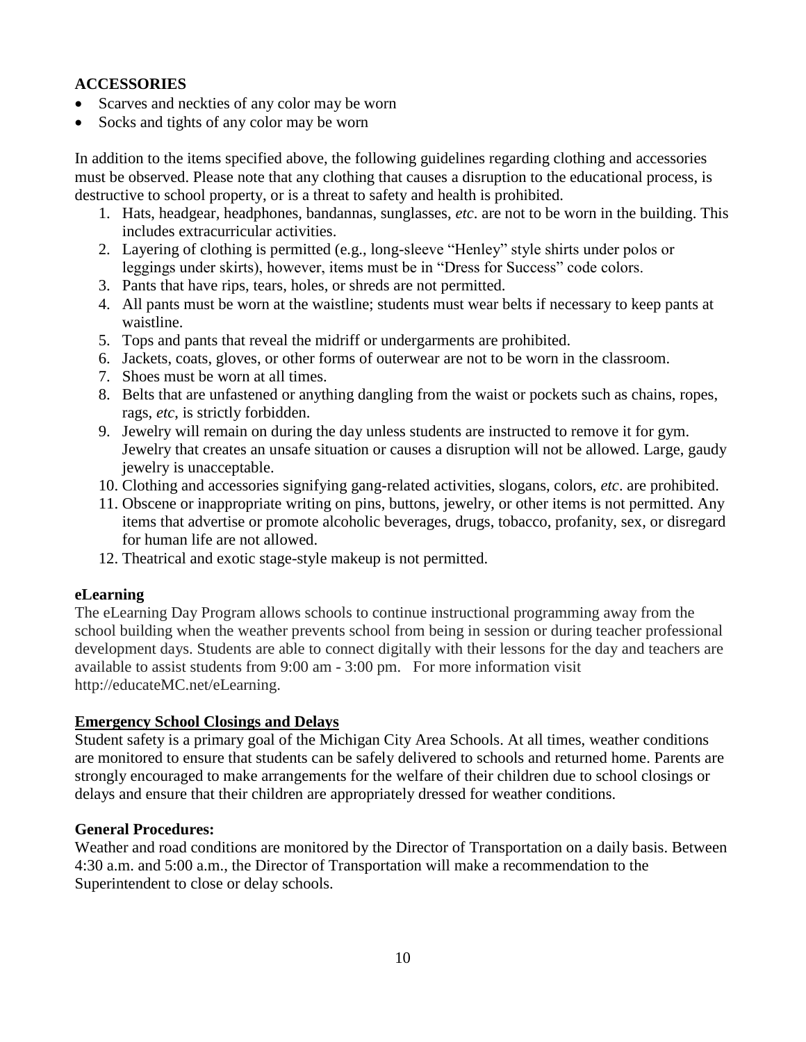### ACCESSORIES

- Scarves and neckties of any color may be worn
- Socks and tights of any color may be worn

In addition to the items specified above, the following guidelines regarding clothing and accessories must be observed. Please note that any clothing that causes a disruption to the educational process, is destructive to school property, or is a threat to safety and health is prohibited.

1. Hats, headgear, headphones, bandannas, sunglasses, *etc*. are not to be worn in the building. This includes extracurricular activities.
2. Layering of clothing is permitted (e.g., long-sleeve "Henley" style shirts under polos or leggings under skirts), however, items must be in "Dress for Success" code colors.
3. Pants that have rips, tears, holes, or shreds are not permitted.
4. All pants must be worn at the waistline; students must wear belts if necessary to keep pants at waistline.
5. Tops and pants that reveal the midriff or undergarments are prohibited.
6. Jackets, coats, gloves, or other forms of outerwear are not to be worn in the classroom.
7. Shoes must be worn at all times.
8. Belts that are unfastened or anything dangling from the waist or pockets such as chains, ropes, rags, *etc*, is strictly forbidden.
9. Jewelry will remain on during the day unless students are instructed to remove it for gym. Jewelry that creates an unsafe situation or causes a disruption will not be allowed. Large, gaudy jewelry is unacceptable.
10. Clothing and accessories signifying gang-related activities, slogans, colors, *etc*. are prohibited.
11. Obscene or inappropriate writing on pins, buttons, jewelry, or other items is not permitted. Any items that advertise or promote alcoholic beverages, drugs, tobacco, profanity, sex, or disregard for human life are not allowed.
12. Theatrical and exotic stage-style makeup is not permitted.

### eLearning

The eLearning Day Program allows schools to continue instructional programming away from the school building when the weather prevents school from being in session or during teacher professional development days. Students are able to connect digitally with their lessons for the day and teachers are available to assist students from 9:00 am - 3:00 pm. For more information visit http://educateMC.net/eLearning.

### Emergency School Closings and Delays

Student safety is a primary goal of the Michigan City Area Schools. At all times, weather conditions are monitored to ensure that students can be safely delivered to schools and returned home. Parents are strongly encouraged to make arrangements for the welfare of their children due to school closings or delays and ensure that their children are appropriately dressed for weather conditions.

**General Procedures:**

Weather and road conditions are monitored by the Director of Transportation on a daily basis. Between 4:30 a.m. and 5:00 a.m., the Director of Transportation will make a recommendation to the Superintendent to close or delay schools.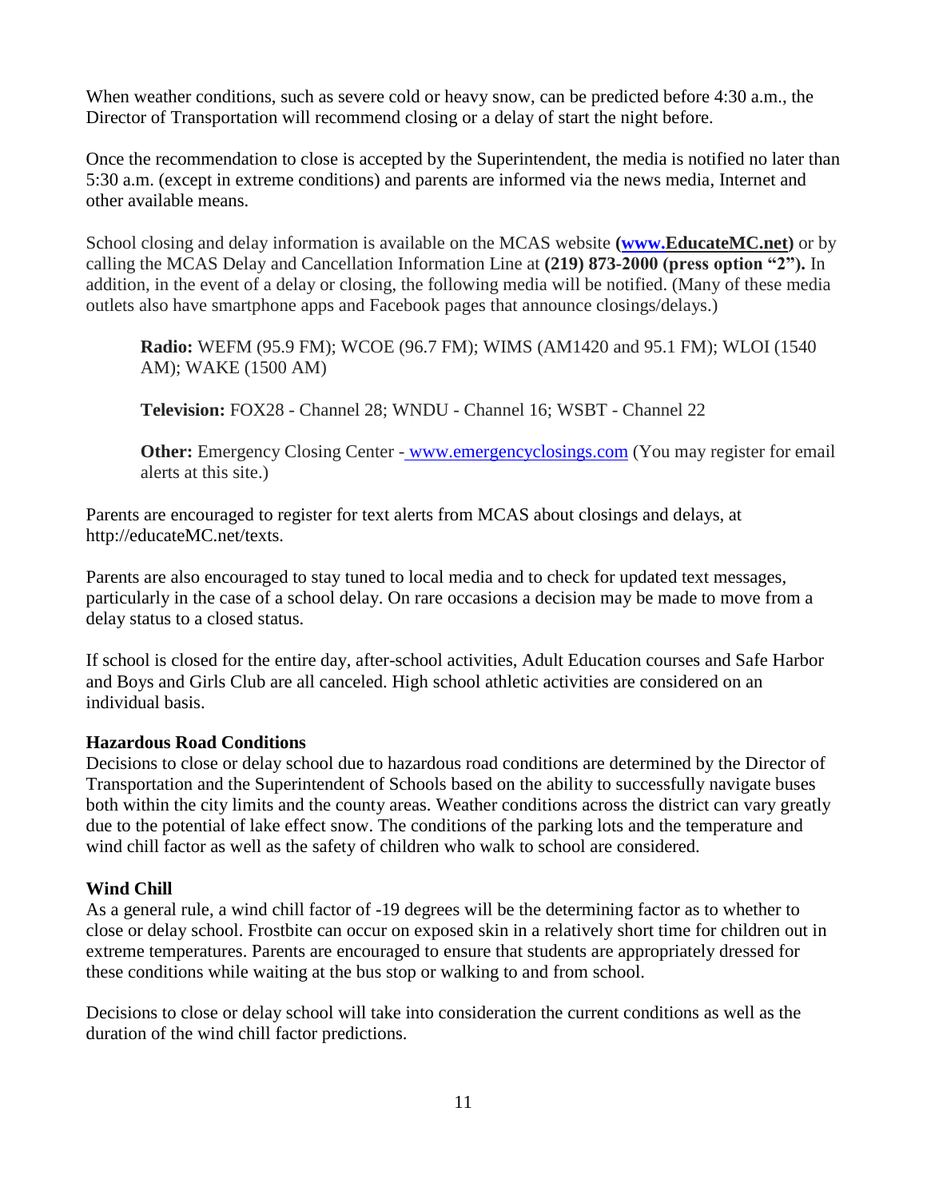When weather conditions, such as severe cold or heavy snow, can be predicted before 4:30 a.m., the Director of Transportation will recommend closing or a delay of start the night before.

Once the recommendation to close is accepted by the Superintendent, the media is notified no later than 5:30 a.m. (except in extreme conditions) and parents are informed via the news media, Internet and other available means.

School closing and delay information is available on the MCAS website **(www.EducateMC.net)** or by calling the MCAS Delay and Cancellation Information Line at **(219) 873-2000 (press option "2").** In addition, in the event of a delay or closing, the following media will be notified. (Many of these media outlets also have smartphone apps and Facebook pages that announce closings/delays.)

> **Radio:** WEFM (95.9 FM); WCOE (96.7 FM); WIMS (AM1420 and 95.1 FM); WLOI (1540 AM); WAKE (1500 AM)
>
> **Television:** FOX28 - Channel 28; WNDU - Channel 16; WSBT - Channel 22
>
> **Other:** Emergency Closing Center - www.emergencyclosings.com (You may register for email alerts at this site.)

Parents are encouraged to register for text alerts from MCAS about closings and delays, at http://educateMC.net/texts.

Parents are also encouraged to stay tuned to local media and to check for updated text messages, particularly in the case of a school delay. On rare occasions a decision may be made to move from a delay status to a closed status.

If school is closed for the entire day, after-school activities, Adult Education courses and Safe Harbor and Boys and Girls Club are all canceled. High school athletic activities are considered on an individual basis.

**Hazardous Road Conditions**

Decisions to close or delay school due to hazardous road conditions are determined by the Director of Transportation and the Superintendent of Schools based on the ability to successfully navigate buses both within the city limits and the county areas. Weather conditions across the district can vary greatly due to the potential of lake effect snow. The conditions of the parking lots and the temperature and wind chill factor as well as the safety of children who walk to school are considered.

**Wind Chill**

As a general rule, a wind chill factor of -19 degrees will be the determining factor as to whether to close or delay school. Frostbite can occur on exposed skin in a relatively short time for children out in extreme temperatures. Parents are encouraged to ensure that students are appropriately dressed for these conditions while waiting at the bus stop or walking to and from school.

Decisions to close or delay school will take into consideration the current conditions as well as the duration of the wind chill factor predictions.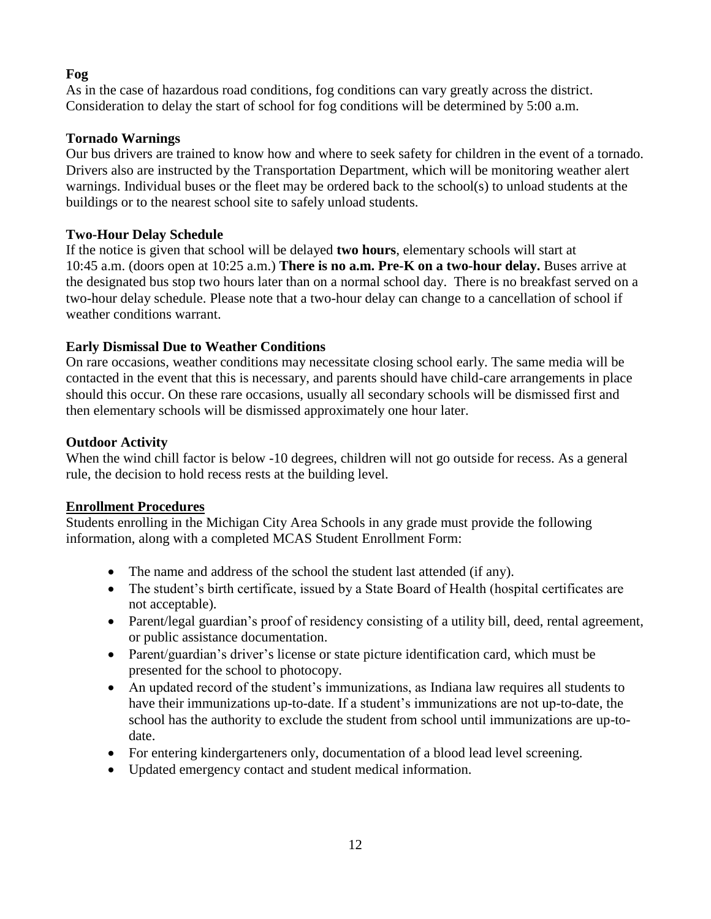**Fog**

As in the case of hazardous road conditions, fog conditions can vary greatly across the district. Consideration to delay the start of school for fog conditions will be determined by 5:00 a.m.

**Tornado Warnings**

Our bus drivers are trained to know how and where to seek safety for children in the event of a tornado. Drivers also are instructed by the Transportation Department, which will be monitoring weather alert warnings. Individual buses or the fleet may be ordered back to the school(s) to unload students at the buildings or to the nearest school site to safely unload students.

**Two-Hour Delay Schedule**

If the notice is given that school will be delayed **two hours**, elementary schools will start at 10:45 a.m. (doors open at 10:25 a.m.) **There is no a.m. Pre-K on a two-hour delay.** Buses arrive at the designated bus stop two hours later than on a normal school day. There is no breakfast served on a two-hour delay schedule. Please note that a two-hour delay can change to a cancellation of school if weather conditions warrant.

**Early Dismissal Due to Weather Conditions**

On rare occasions, weather conditions may necessitate closing school early. The same media will be contacted in the event that this is necessary, and parents should have child-care arrangements in place should this occur. On these rare occasions, usually all secondary schools will be dismissed first and then elementary schools will be dismissed approximately one hour later.

**Outdoor Activity**

When the wind chill factor is below -10 degrees, children will not go outside for recess. As a general rule, the decision to hold recess rests at the building level.

## Enrollment Procedures

Students enrolling in the Michigan City Area Schools in any grade must provide the following information, along with a completed MCAS Student Enrollment Form:

- The name and address of the school the student last attended (if any).
- The student's birth certificate, issued by a State Board of Health (hospital certificates are not acceptable).
- Parent/legal guardian's proof of residency consisting of a utility bill, deed, rental agreement, or public assistance documentation.
- Parent/guardian's driver's license or state picture identification card, which must be presented for the school to photocopy.
- An updated record of the student's immunizations, as Indiana law requires all students to have their immunizations up-to-date. If a student's immunizations are not up-to-date, the school has the authority to exclude the student from school until immunizations are up-to-date.
- For entering kindergarteners only, documentation of a blood lead level screening.
- Updated emergency contact and student medical information.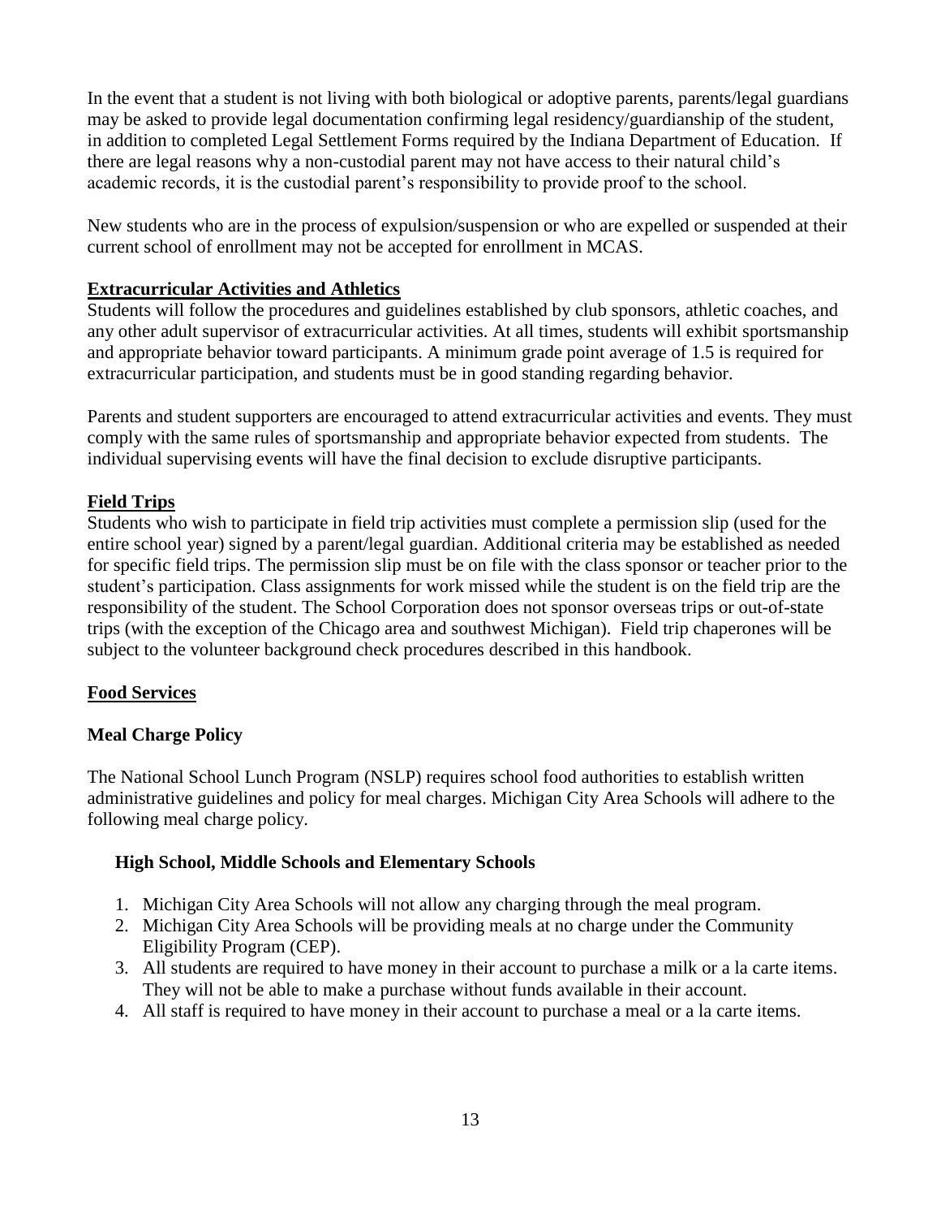In the event that a student is not living with both biological or adoptive parents, parents/legal guardians may be asked to provide legal documentation confirming legal residency/guardianship of the student, in addition to completed Legal Settlement Forms required by the Indiana Department of Education. If there are legal reasons why a non-custodial parent may not have access to their natural child's academic records, it is the custodial parent's responsibility to provide proof to the school.

New students who are in the process of expulsion/suspension or who are expelled or suspended at their current school of enrollment may not be accepted for enrollment in MCAS.

## Extracurricular Activities and Athletics

Students will follow the procedures and guidelines established by club sponsors, athletic coaches, and any other adult supervisor of extracurricular activities. At all times, students will exhibit sportsmanship and appropriate behavior toward participants. A minimum grade point average of 1.5 is required for extracurricular participation, and students must be in good standing regarding behavior.

Parents and student supporters are encouraged to attend extracurricular activities and events. They must comply with the same rules of sportsmanship and appropriate behavior expected from students. The individual supervising events will have the final decision to exclude disruptive participants.

## Field Trips

Students who wish to participate in field trip activities must complete a permission slip (used for the entire school year) signed by a parent/legal guardian. Additional criteria may be established as needed for specific field trips. The permission slip must be on file with the class sponsor or teacher prior to the student's participation. Class assignments for work missed while the student is on the field trip are the responsibility of the student. The School Corporation does not sponsor overseas trips or out-of-state trips (with the exception of the Chicago area and southwest Michigan). Field trip chaperones will be subject to the volunteer background check procedures described in this handbook.

## Food Services

### Meal Charge Policy

The National School Lunch Program (NSLP) requires school food authorities to establish written administrative guidelines and policy for meal charges. Michigan City Area Schools will adhere to the following meal charge policy.

#### High School, Middle Schools and Elementary Schools

1. Michigan City Area Schools will not allow any charging through the meal program.
2. Michigan City Area Schools will be providing meals at no charge under the Community Eligibility Program (CEP).
3. All students are required to have money in their account to purchase a milk or a la carte items. They will not be able to make a purchase without funds available in their account.
4. All staff is required to have money in their account to purchase a meal or a la carte items.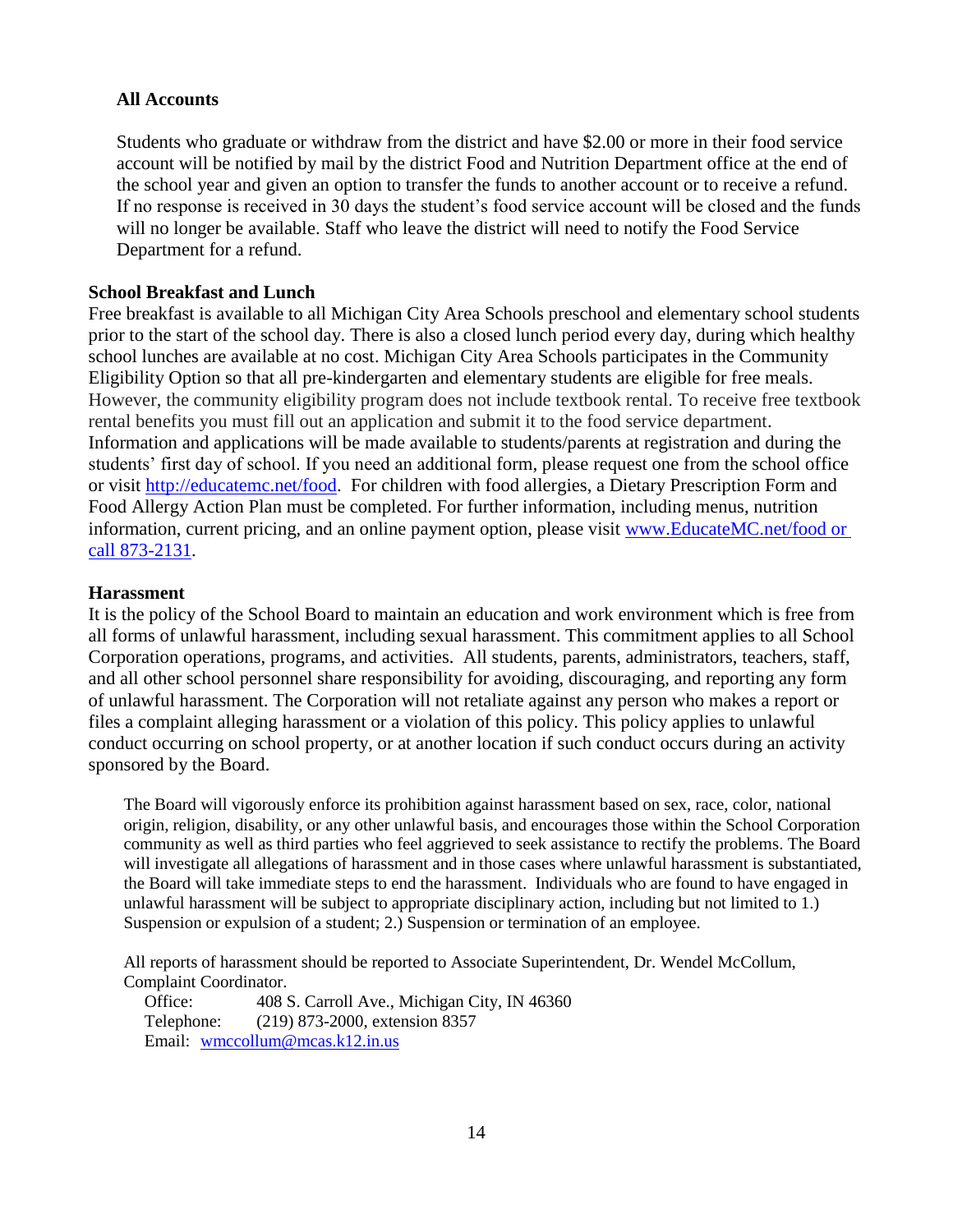### All Accounts

Students who graduate or withdraw from the district and have $2.00 or more in their food service account will be notified by mail by the district Food and Nutrition Department office at the end of the school year and given an option to transfer the funds to another account or to receive a refund. If no response is received in 30 days the student's food service account will be closed and the funds will no longer be available. Staff who leave the district will need to notify the Food Service Department for a refund.

### School Breakfast and Lunch

Free breakfast is available to all Michigan City Area Schools preschool and elementary school students prior to the start of the school day. There is also a closed lunch period every day, during which healthy school lunches are available at no cost. Michigan City Area Schools participates in the Community Eligibility Option so that all pre-kindergarten and elementary students are eligible for free meals. However, the community eligibility program does not include textbook rental. To receive free textbook rental benefits you must fill out an application and submit it to the food service department. Information and applications will be made available to students/parents at registration and during the students' first day of school. If you need an additional form, please request one from the school office or visit http://educatemc.net/food. For children with food allergies, a Dietary Prescription Form and Food Allergy Action Plan must be completed. For further information, including menus, nutrition information, current pricing, and an online payment option, please visit www.EducateMC.net/food or call 873-2131.

### Harassment

It is the policy of the School Board to maintain an education and work environment which is free from all forms of unlawful harassment, including sexual harassment. This commitment applies to all School Corporation operations, programs, and activities. All students, parents, administrators, teachers, staff, and all other school personnel share responsibility for avoiding, discouraging, and reporting any form of unlawful harassment. The Corporation will not retaliate against any person who makes a report or files a complaint alleging harassment or a violation of this policy. This policy applies to unlawful conduct occurring on school property, or at another location if such conduct occurs during an activity sponsored by the Board.

The Board will vigorously enforce its prohibition against harassment based on sex, race, color, national origin, religion, disability, or any other unlawful basis, and encourages those within the School Corporation community as well as third parties who feel aggrieved to seek assistance to rectify the problems. The Board will investigate all allegations of harassment and in those cases where unlawful harassment is substantiated, the Board will take immediate steps to end the harassment. Individuals who are found to have engaged in unlawful harassment will be subject to appropriate disciplinary action, including but not limited to 1.) Suspension or expulsion of a student; 2.) Suspension or termination of an employee.

All reports of harassment should be reported to Associate Superintendent, Dr. Wendel McCollum, Complaint Coordinator.

Office: 408 S. Carroll Ave., Michigan City, IN 46360
Telephone: (219) 873-2000, extension 8357
Email: wmccollum@mcas.k12.in.us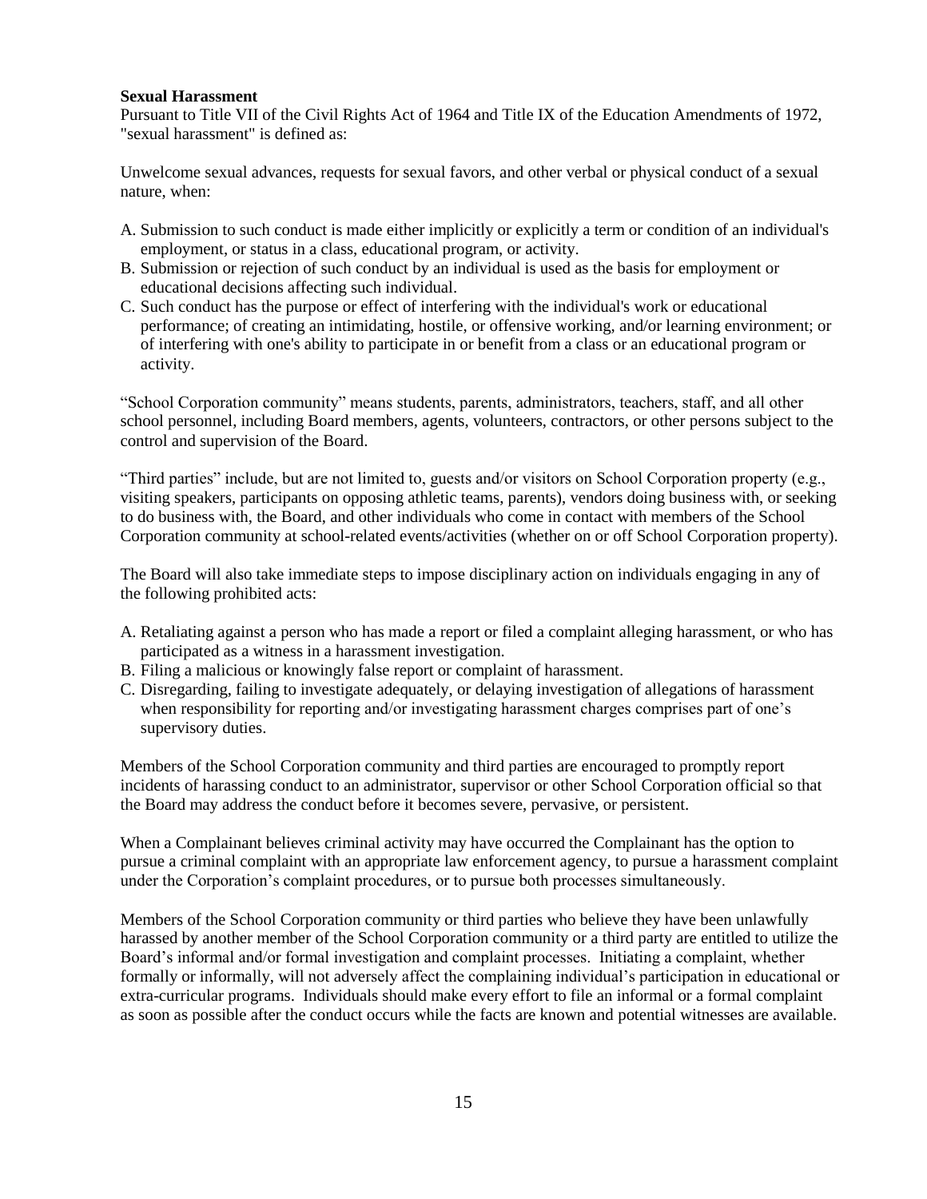**Sexual Harassment**

Pursuant to Title VII of the Civil Rights Act of 1964 and Title IX of the Education Amendments of 1972, "sexual harassment" is defined as:

Unwelcome sexual advances, requests for sexual favors, and other verbal or physical conduct of a sexual nature, when:

A. Submission to such conduct is made either implicitly or explicitly a term or condition of an individual's employment, or status in a class, educational program, or activity.
B. Submission or rejection of such conduct by an individual is used as the basis for employment or educational decisions affecting such individual.
C. Such conduct has the purpose or effect of interfering with the individual's work or educational performance; of creating an intimidating, hostile, or offensive working, and/or learning environment; or of interfering with one's ability to participate in or benefit from a class or an educational program or activity.

"School Corporation community" means students, parents, administrators, teachers, staff, and all other school personnel, including Board members, agents, volunteers, contractors, or other persons subject to the control and supervision of the Board.

"Third parties" include, but are not limited to, guests and/or visitors on School Corporation property (e.g., visiting speakers, participants on opposing athletic teams, parents), vendors doing business with, or seeking to do business with, the Board, and other individuals who come in contact with members of the School Corporation community at school-related events/activities (whether on or off School Corporation property).

The Board will also take immediate steps to impose disciplinary action on individuals engaging in any of the following prohibited acts:

A. Retaliating against a person who has made a report or filed a complaint alleging harassment, or who has participated as a witness in a harassment investigation.
B. Filing a malicious or knowingly false report or complaint of harassment.
C. Disregarding, failing to investigate adequately, or delaying investigation of allegations of harassment when responsibility for reporting and/or investigating harassment charges comprises part of one's supervisory duties.

Members of the School Corporation community and third parties are encouraged to promptly report incidents of harassing conduct to an administrator, supervisor or other School Corporation official so that the Board may address the conduct before it becomes severe, pervasive, or persistent.

When a Complainant believes criminal activity may have occurred the Complainant has the option to pursue a criminal complaint with an appropriate law enforcement agency, to pursue a harassment complaint under the Corporation's complaint procedures, or to pursue both processes simultaneously.

Members of the School Corporation community or third parties who believe they have been unlawfully harassed by another member of the School Corporation community or a third party are entitled to utilize the Board's informal and/or formal investigation and complaint processes. Initiating a complaint, whether formally or informally, will not adversely affect the complaining individual's participation in educational or extra-curricular programs. Individuals should make every effort to file an informal or a formal complaint as soon as possible after the conduct occurs while the facts are known and potential witnesses are available.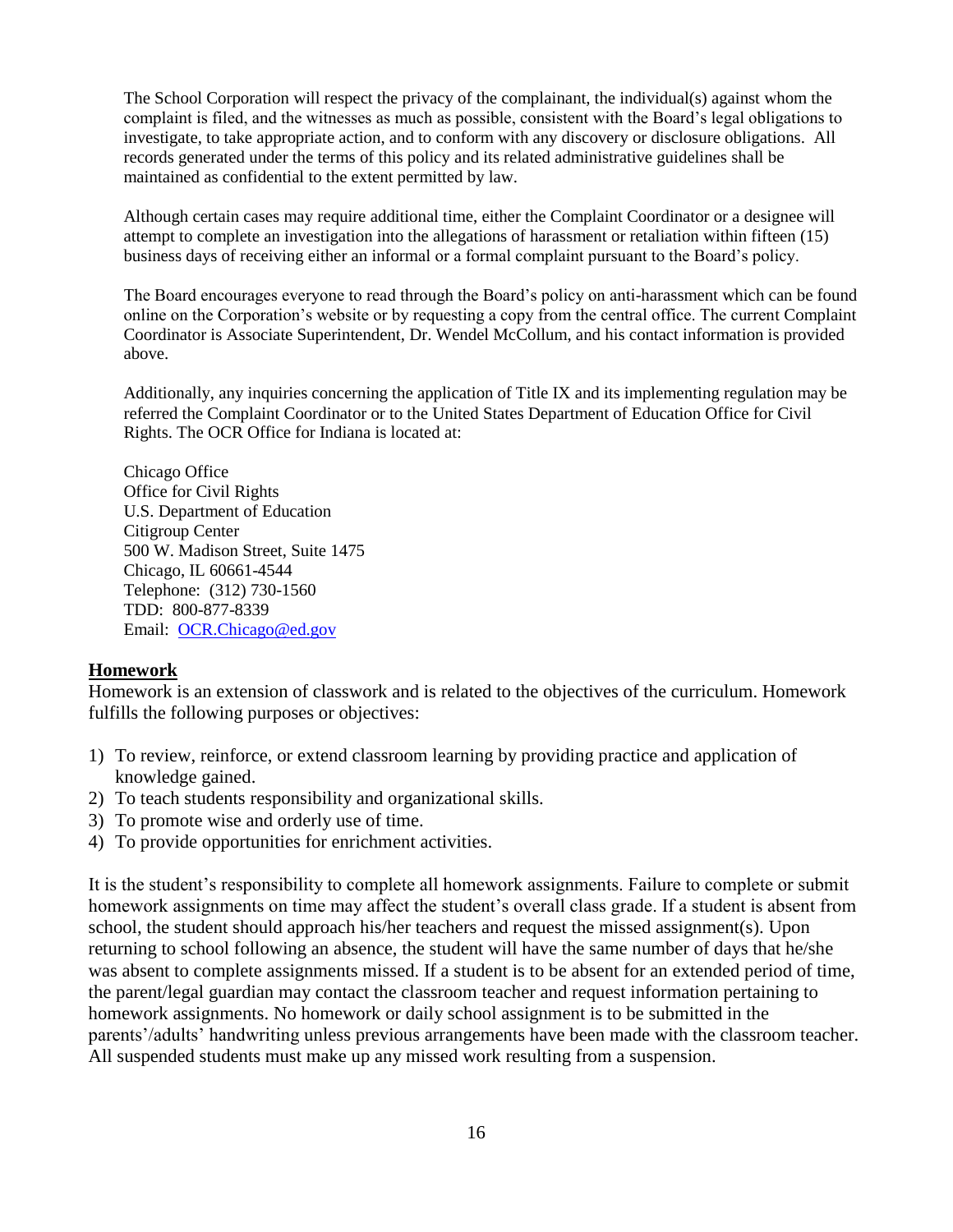The School Corporation will respect the privacy of the complainant, the individual(s) against whom the complaint is filed, and the witnesses as much as possible, consistent with the Board's legal obligations to investigate, to take appropriate action, and to conform with any discovery or disclosure obligations. All records generated under the terms of this policy and its related administrative guidelines shall be maintained as confidential to the extent permitted by law.

Although certain cases may require additional time, either the Complaint Coordinator or a designee will attempt to complete an investigation into the allegations of harassment or retaliation within fifteen (15) business days of receiving either an informal or a formal complaint pursuant to the Board's policy.

The Board encourages everyone to read through the Board's policy on anti-harassment which can be found online on the Corporation's website or by requesting a copy from the central office. The current Complaint Coordinator is Associate Superintendent, Dr. Wendel McCollum, and his contact information is provided above.

Additionally, any inquiries concerning the application of Title IX and its implementing regulation may be referred the Complaint Coordinator or to the United States Department of Education Office for Civil Rights. The OCR Office for Indiana is located at:

Chicago Office
Office for Civil Rights
U.S. Department of Education
Citigroup Center
500 W. Madison Street, Suite 1475
Chicago, IL 60661-4544
Telephone: (312) 730-1560
TDD: 800-877-8339
Email: OCR.Chicago@ed.gov

## Homework

Homework is an extension of classwork and is related to the objectives of the curriculum. Homework fulfills the following purposes or objectives:

1) To review, reinforce, or extend classroom learning by providing practice and application of knowledge gained.
2) To teach students responsibility and organizational skills.
3) To promote wise and orderly use of time.
4) To provide opportunities for enrichment activities.

It is the student's responsibility to complete all homework assignments. Failure to complete or submit homework assignments on time may affect the student's overall class grade. If a student is absent from school, the student should approach his/her teachers and request the missed assignment(s). Upon returning to school following an absence, the student will have the same number of days that he/she was absent to complete assignments missed. If a student is to be absent for an extended period of time, the parent/legal guardian may contact the classroom teacher and request information pertaining to homework assignments. No homework or daily school assignment is to be submitted in the parents'/adults' handwriting unless previous arrangements have been made with the classroom teacher. All suspended students must make up any missed work resulting from a suspension.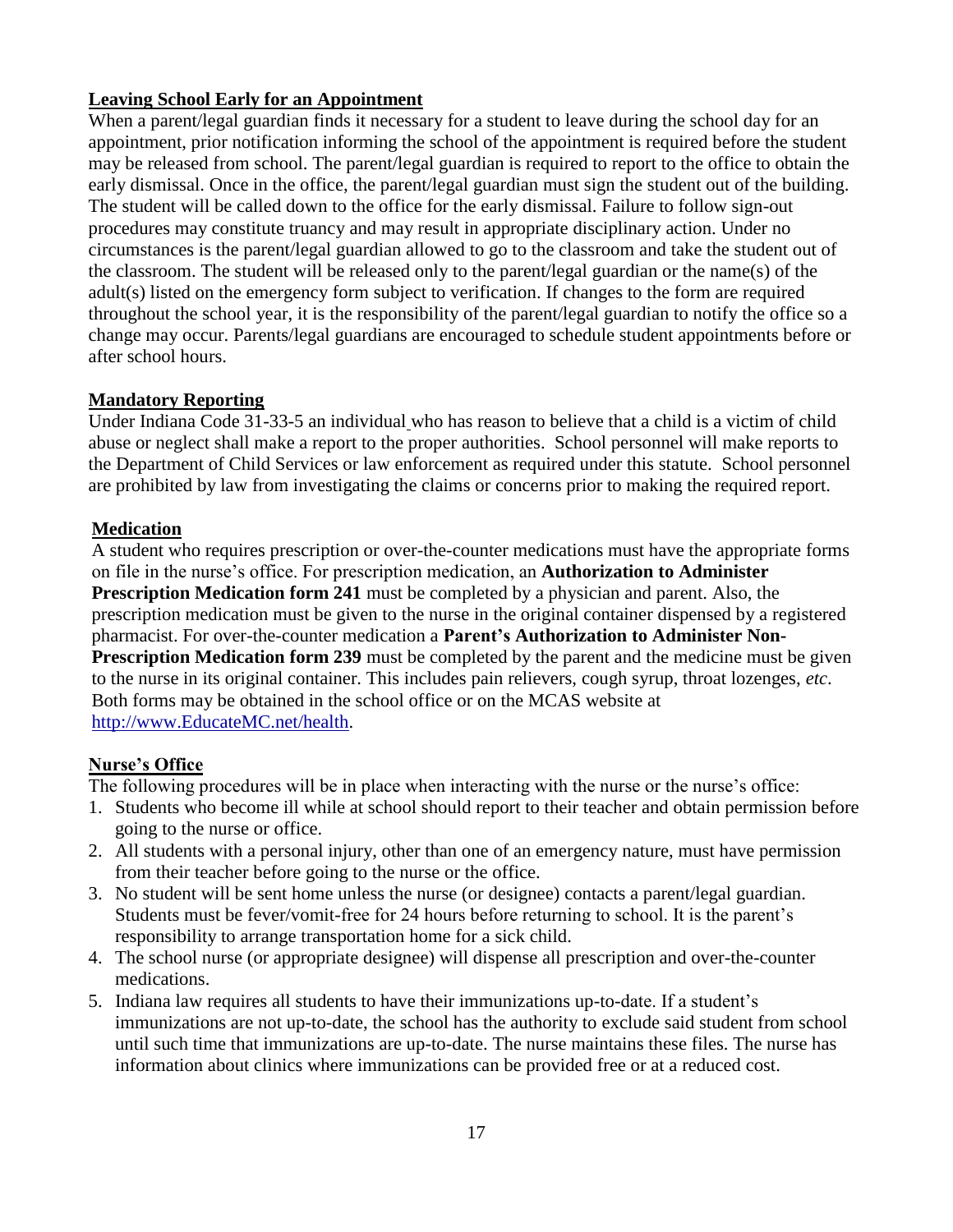## Leaving School Early for an Appointment

When a parent/legal guardian finds it necessary for a student to leave during the school day for an appointment, prior notification informing the school of the appointment is required before the student may be released from school. The parent/legal guardian is required to report to the office to obtain the early dismissal. Once in the office, the parent/legal guardian must sign the student out of the building. The student will be called down to the office for the early dismissal. Failure to follow sign-out procedures may constitute truancy and may result in appropriate disciplinary action. Under no circumstances is the parent/legal guardian allowed to go to the classroom and take the student out of the classroom. The student will be released only to the parent/legal guardian or the name(s) of the adult(s) listed on the emergency form subject to verification. If changes to the form are required throughout the school year, it is the responsibility of the parent/legal guardian to notify the office so a change may occur. Parents/legal guardians are encouraged to schedule student appointments before or after school hours.

## Mandatory Reporting

Under Indiana Code 31-33-5 an individual who has reason to believe that a child is a victim of child abuse or neglect shall make a report to the proper authorities. School personnel will make reports to the Department of Child Services or law enforcement as required under this statute. School personnel are prohibited by law from investigating the claims or concerns prior to making the required report.

## Medication

A student who requires prescription or over-the-counter medications must have the appropriate forms on file in the nurse's office. For prescription medication, an **Authorization to Administer Prescription Medication form 241** must be completed by a physician and parent. Also, the prescription medication must be given to the nurse in the original container dispensed by a registered pharmacist. For over-the-counter medication a **Parent's Authorization to Administer Non-Prescription Medication form 239** must be completed by the parent and the medicine must be given to the nurse in its original container. This includes pain relievers, cough syrup, throat lozenges, *etc*. Both forms may be obtained in the school office or on the MCAS website at [http://www.EducateMC.net/health](http://www.EducateMC.net/health).

## Nurse's Office

The following procedures will be in place when interacting with the nurse or the nurse's office:

1. Students who become ill while at school should report to their teacher and obtain permission before going to the nurse or office.
2. All students with a personal injury, other than one of an emergency nature, must have permission from their teacher before going to the nurse or the office.
3. No student will be sent home unless the nurse (or designee) contacts a parent/legal guardian. Students must be fever/vomit-free for 24 hours before returning to school. It is the parent's responsibility to arrange transportation home for a sick child.
4. The school nurse (or appropriate designee) will dispense all prescription and over-the-counter medications.
5. Indiana law requires all students to have their immunizations up-to-date. If a student's immunizations are not up-to-date, the school has the authority to exclude said student from school until such time that immunizations are up-to-date. The nurse maintains these files. The nurse has information about clinics where immunizations can be provided free or at a reduced cost.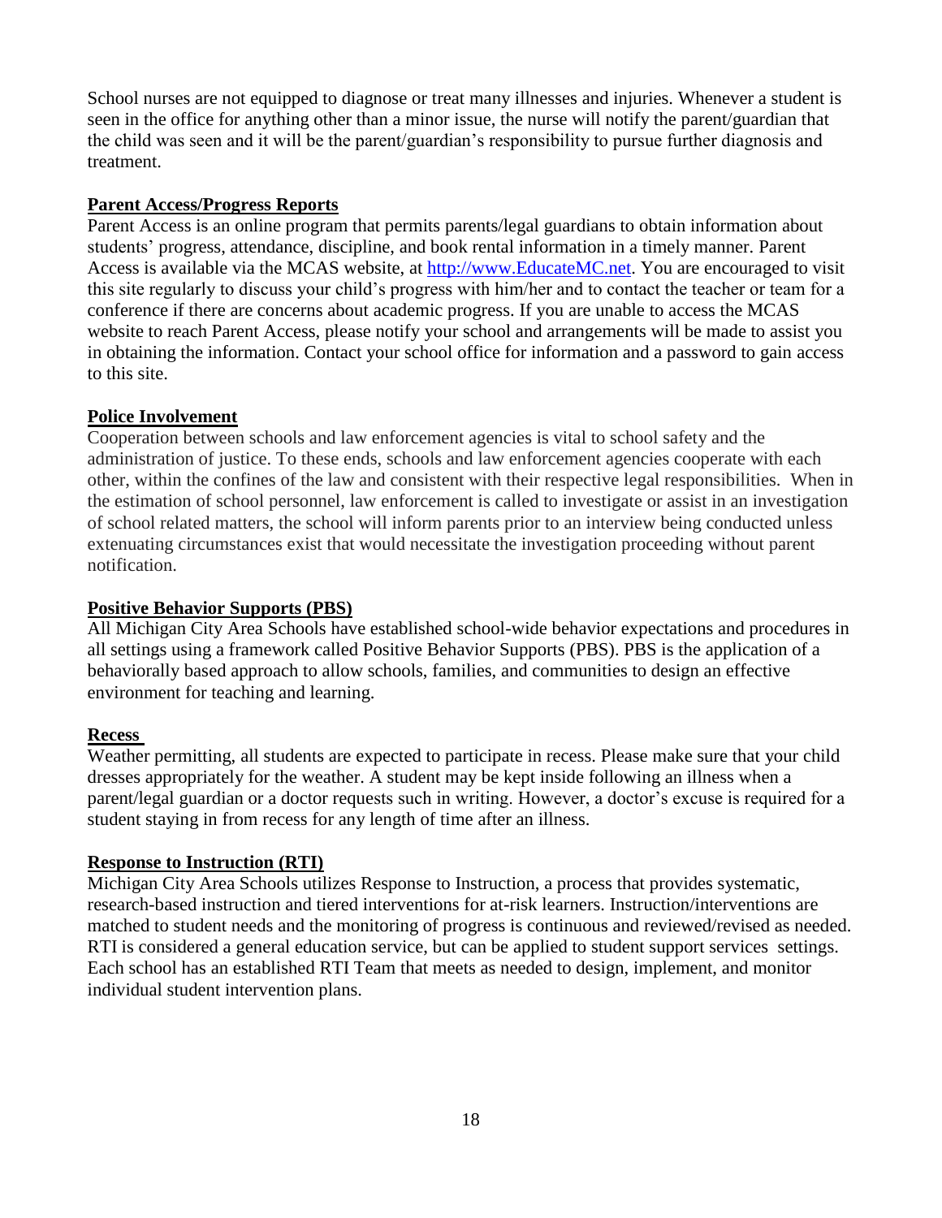School nurses are not equipped to diagnose or treat many illnesses and injuries. Whenever a student is seen in the office for anything other than a minor issue, the nurse will notify the parent/guardian that the child was seen and it will be the parent/guardian's responsibility to pursue further diagnosis and treatment.

## Parent Access/Progress Reports

Parent Access is an online program that permits parents/legal guardians to obtain information about students' progress, attendance, discipline, and book rental information in a timely manner. Parent Access is available via the MCAS website, at [http://www.EducateMC.net](http://www.EducateMC.net). You are encouraged to visit this site regularly to discuss your child's progress with him/her and to contact the teacher or team for a conference if there are concerns about academic progress. If you are unable to access the MCAS website to reach Parent Access, please notify your school and arrangements will be made to assist you in obtaining the information. Contact your school office for information and a password to gain access to this site.

## Police Involvement

Cooperation between schools and law enforcement agencies is vital to school safety and the administration of justice. To these ends, schools and law enforcement agencies cooperate with each other, within the confines of the law and consistent with their respective legal responsibilities. When in the estimation of school personnel, law enforcement is called to investigate or assist in an investigation of school related matters, the school will inform parents prior to an interview being conducted unless extenuating circumstances exist that would necessitate the investigation proceeding without parent notification.

## Positive Behavior Supports (PBS)

All Michigan City Area Schools have established school-wide behavior expectations and procedures in all settings using a framework called Positive Behavior Supports (PBS). PBS is the application of a behaviorally based approach to allow schools, families, and communities to design an effective environment for teaching and learning.

## Recess

Weather permitting, all students are expected to participate in recess. Please make sure that your child dresses appropriately for the weather. A student may be kept inside following an illness when a parent/legal guardian or a doctor requests such in writing. However, a doctor's excuse is required for a student staying in from recess for any length of time after an illness.

## Response to Instruction (RTI)

Michigan City Area Schools utilizes Response to Instruction, a process that provides systematic, research-based instruction and tiered interventions for at-risk learners. Instruction/interventions are matched to student needs and the monitoring of progress is continuous and reviewed/revised as needed. RTI is considered a general education service, but can be applied to student support services settings. Each school has an established RTI Team that meets as needed to design, implement, and monitor individual student intervention plans.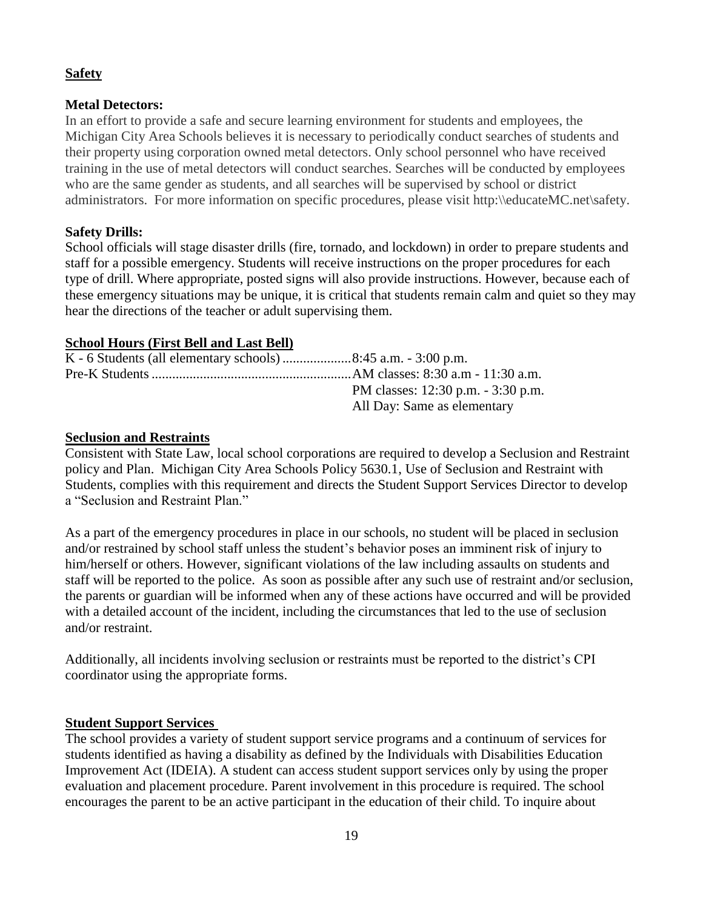## Safety

### Metal Detectors:

In an effort to provide a safe and secure learning environment for students and employees, the Michigan City Area Schools believes it is necessary to periodically conduct searches of students and their property using corporation owned metal detectors. Only school personnel who have received training in the use of metal detectors will conduct searches. Searches will be conducted by employees who are the same gender as students, and all searches will be supervised by school or district administrators. For more information on specific procedures, please visit http:\\educateMC.net\safety.

### Safety Drills:

School officials will stage disaster drills (fire, tornado, and lockdown) in order to prepare students and staff for a possible emergency. Students will receive instructions on the proper procedures for each type of drill. Where appropriate, posted signs will also provide instructions. However, because each of these emergency situations may be unique, it is critical that students remain calm and quiet so they may hear the directions of the teacher or adult supervising them.

## School Hours (First Bell and Last Bell)

K - 6 Students (all elementary schools) .................... 8:45 a.m. - 3:00 p.m.
Pre-K Students .......................................................... AM classes: 8:30 a.m - 11:30 a.m.
PM classes: 12:30 p.m. - 3:30 p.m.
All Day: Same as elementary

## Seclusion and Restraints

Consistent with State Law, local school corporations are required to develop a Seclusion and Restraint policy and Plan. Michigan City Area Schools Policy 5630.1, Use of Seclusion and Restraint with Students, complies with this requirement and directs the Student Support Services Director to develop a "Seclusion and Restraint Plan."

As a part of the emergency procedures in place in our schools, no student will be placed in seclusion and/or restrained by school staff unless the student's behavior poses an imminent risk of injury to him/herself or others. However, significant violations of the law including assaults on students and staff will be reported to the police. As soon as possible after any such use of restraint and/or seclusion, the parents or guardian will be informed when any of these actions have occurred and will be provided with a detailed account of the incident, including the circumstances that led to the use of seclusion and/or restraint.

Additionally, all incidents involving seclusion or restraints must be reported to the district's CPI coordinator using the appropriate forms.

## Student Support Services

The school provides a variety of student support service programs and a continuum of services for students identified as having a disability as defined by the Individuals with Disabilities Education Improvement Act (IDEIA). A student can access student support services only by using the proper evaluation and placement procedure. Parent involvement in this procedure is required. The school encourages the parent to be an active participant in the education of their child. To inquire about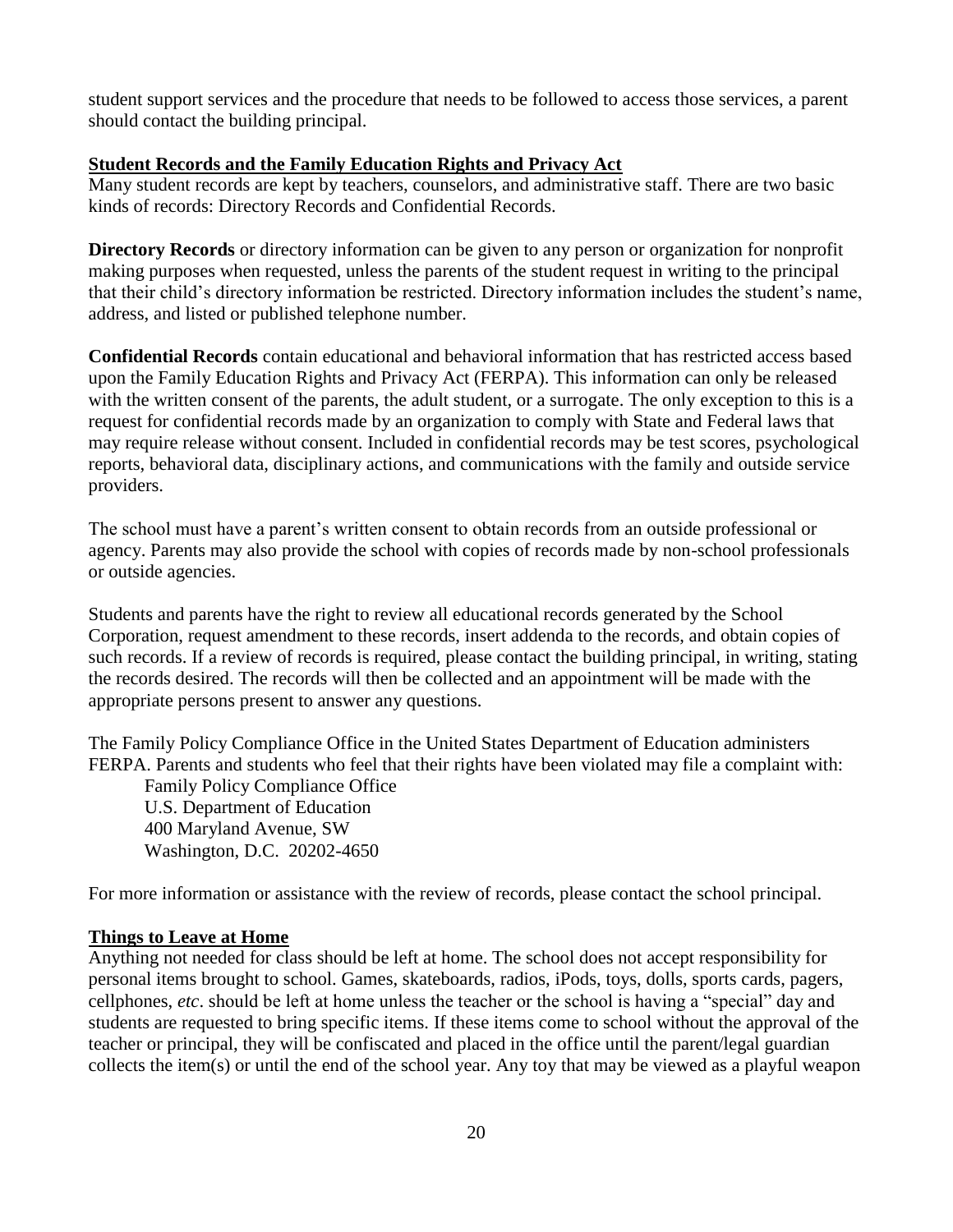student support services and the procedure that needs to be followed to access those services, a parent should contact the building principal.

## Student Records and the Family Education Rights and Privacy Act

Many student records are kept by teachers, counselors, and administrative staff. There are two basic kinds of records: Directory Records and Confidential Records.

**Directory Records** or directory information can be given to any person or organization for nonprofit making purposes when requested, unless the parents of the student request in writing to the principal that their child's directory information be restricted. Directory information includes the student's name, address, and listed or published telephone number.

**Confidential Records** contain educational and behavioral information that has restricted access based upon the Family Education Rights and Privacy Act (FERPA). This information can only be released with the written consent of the parents, the adult student, or a surrogate. The only exception to this is a request for confidential records made by an organization to comply with State and Federal laws that may require release without consent. Included in confidential records may be test scores, psychological reports, behavioral data, disciplinary actions, and communications with the family and outside service providers.

The school must have a parent's written consent to obtain records from an outside professional or agency. Parents may also provide the school with copies of records made by non-school professionals or outside agencies.

Students and parents have the right to review all educational records generated by the School Corporation, request amendment to these records, insert addenda to the records, and obtain copies of such records. If a review of records is required, please contact the building principal, in writing, stating the records desired. The records will then be collected and an appointment will be made with the appropriate persons present to answer any questions.

The Family Policy Compliance Office in the United States Department of Education administers FERPA. Parents and students who feel that their rights have been violated may file a complaint with:

Family Policy Compliance Office
U.S. Department of Education
400 Maryland Avenue, SW
Washington, D.C. 20202-4650

For more information or assistance with the review of records, please contact the school principal.

## Things to Leave at Home

Anything not needed for class should be left at home. The school does not accept responsibility for personal items brought to school. Games, skateboards, radios, iPods, toys, dolls, sports cards, pagers, cellphones, *etc*. should be left at home unless the teacher or the school is having a "special" day and students are requested to bring specific items. If these items come to school without the approval of the teacher or principal, they will be confiscated and placed in the office until the parent/legal guardian collects the item(s) or until the end of the school year. Any toy that may be viewed as a playful weapon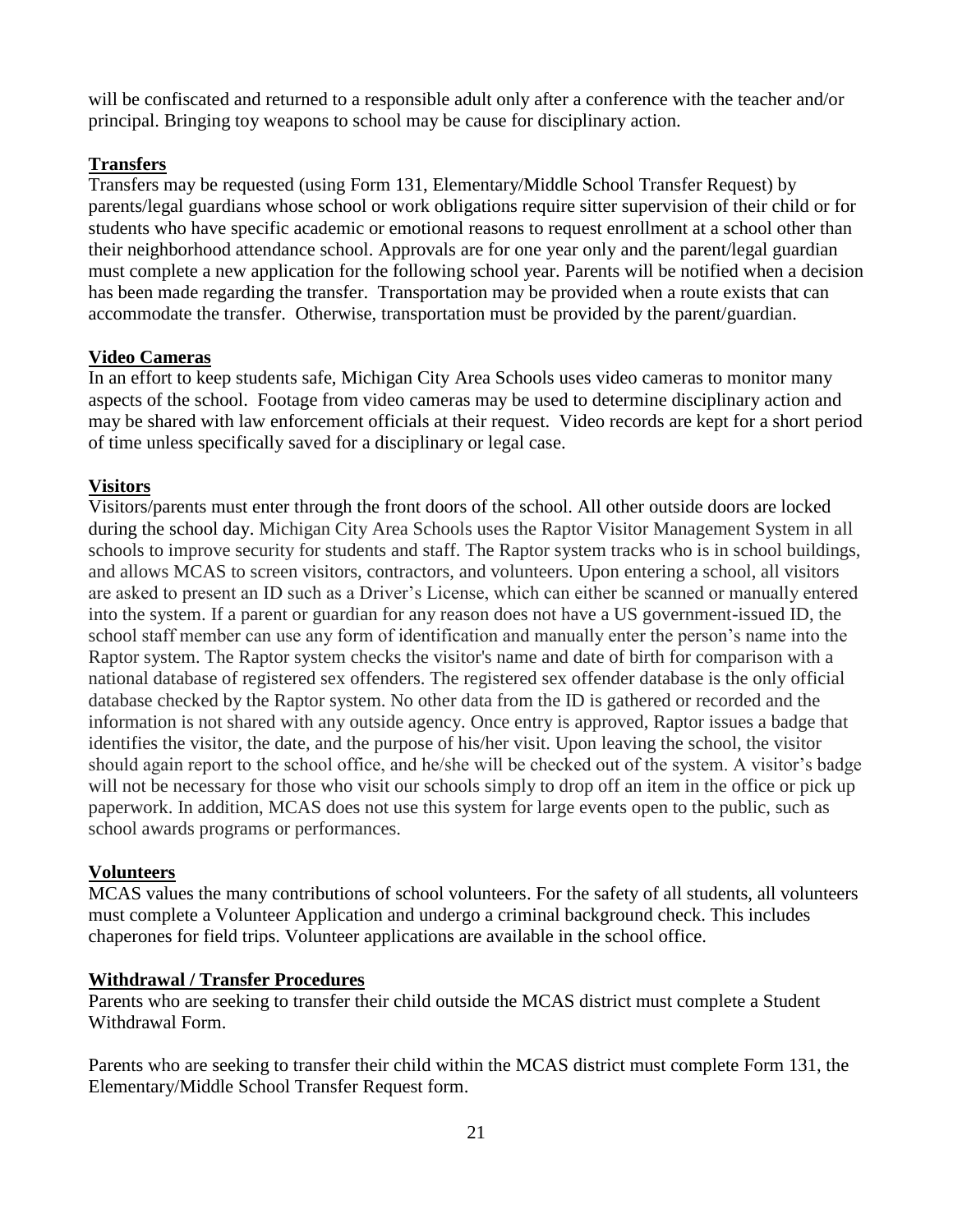will be confiscated and returned to a responsible adult only after a conference with the teacher and/or principal. Bringing toy weapons to school may be cause for disciplinary action.

## Transfers

Transfers may be requested (using Form 131, Elementary/Middle School Transfer Request) by parents/legal guardians whose school or work obligations require sitter supervision of their child or for students who have specific academic or emotional reasons to request enrollment at a school other than their neighborhood attendance school. Approvals are for one year only and the parent/legal guardian must complete a new application for the following school year. Parents will be notified when a decision has been made regarding the transfer. Transportation may be provided when a route exists that can accommodate the transfer. Otherwise, transportation must be provided by the parent/guardian.

## Video Cameras

In an effort to keep students safe, Michigan City Area Schools uses video cameras to monitor many aspects of the school. Footage from video cameras may be used to determine disciplinary action and may be shared with law enforcement officials at their request. Video records are kept for a short period of time unless specifically saved for a disciplinary or legal case.

## Visitors

Visitors/parents must enter through the front doors of the school. All other outside doors are locked during the school day. Michigan City Area Schools uses the Raptor Visitor Management System in all schools to improve security for students and staff. The Raptor system tracks who is in school buildings, and allows MCAS to screen visitors, contractors, and volunteers. Upon entering a school, all visitors are asked to present an ID such as a Driver's License, which can either be scanned or manually entered into the system. If a parent or guardian for any reason does not have a US government-issued ID, the school staff member can use any form of identification and manually enter the person's name into the Raptor system. The Raptor system checks the visitor's name and date of birth for comparison with a national database of registered sex offenders. The registered sex offender database is the only official database checked by the Raptor system. No other data from the ID is gathered or recorded and the information is not shared with any outside agency. Once entry is approved, Raptor issues a badge that identifies the visitor, the date, and the purpose of his/her visit. Upon leaving the school, the visitor should again report to the school office, and he/she will be checked out of the system. A visitor's badge will not be necessary for those who visit our schools simply to drop off an item in the office or pick up paperwork. In addition, MCAS does not use this system for large events open to the public, such as school awards programs or performances.

## Volunteers

MCAS values the many contributions of school volunteers. For the safety of all students, all volunteers must complete a Volunteer Application and undergo a criminal background check. This includes chaperones for field trips. Volunteer applications are available in the school office.

## Withdrawal / Transfer Procedures

Parents who are seeking to transfer their child outside the MCAS district must complete a Student Withdrawal Form.

Parents who are seeking to transfer their child within the MCAS district must complete Form 131, the Elementary/Middle School Transfer Request form.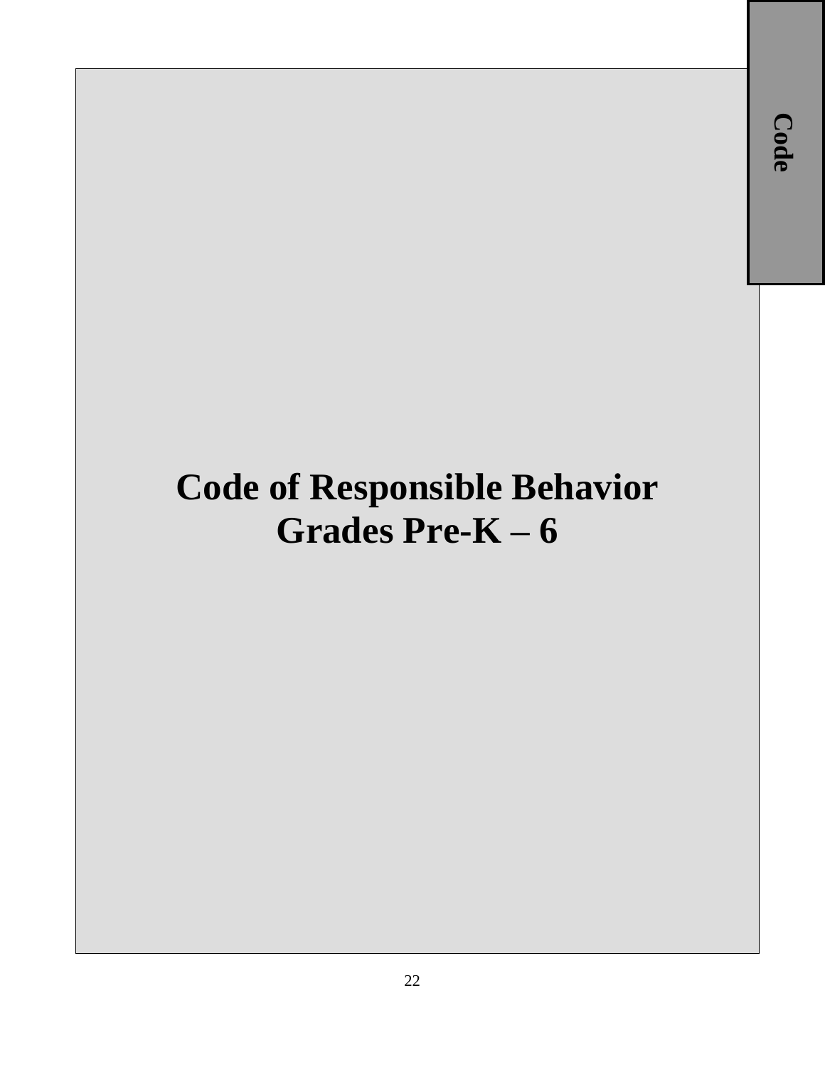# Code of Responsible Behavior
# Grades Pre-K – 6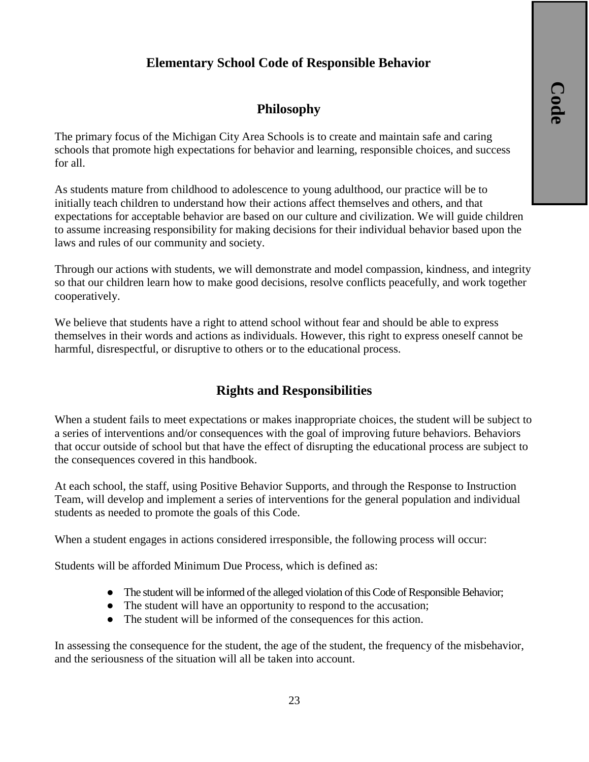# Elementary School Code of Responsible Behavior

## Philosophy

The primary focus of the Michigan City Area Schools is to create and maintain safe and caring schools that promote high expectations for behavior and learning, responsible choices, and success for all.

As students mature from childhood to adolescence to young adulthood, our practice will be to initially teach children to understand how their actions affect themselves and others, and that expectations for acceptable behavior are based on our culture and civilization. We will guide children to assume increasing responsibility for making decisions for their individual behavior based upon the laws and rules of our community and society.

Through our actions with students, we will demonstrate and model compassion, kindness, and integrity so that our children learn how to make good decisions, resolve conflicts peacefully, and work together cooperatively.

We believe that students have a right to attend school without fear and should be able to express themselves in their words and actions as individuals. However, this right to express oneself cannot be harmful, disrespectful, or disruptive to others or to the educational process.

## Rights and Responsibilities

When a student fails to meet expectations or makes inappropriate choices, the student will be subject to a series of interventions and/or consequences with the goal of improving future behaviors. Behaviors that occur outside of school but that have the effect of disrupting the educational process are subject to the consequences covered in this handbook.

At each school, the staff, using Positive Behavior Supports, and through the Response to Instruction Team, will develop and implement a series of interventions for the general population and individual students as needed to promote the goals of this Code.

When a student engages in actions considered irresponsible, the following process will occur:

Students will be afforded Minimum Due Process, which is defined as:

- The student will be informed of the alleged violation of this Code of Responsible Behavior;
- The student will have an opportunity to respond to the accusation;
- The student will be informed of the consequences for this action.

In assessing the consequence for the student, the age of the student, the frequency of the misbehavior, and the seriousness of the situation will all be taken into account.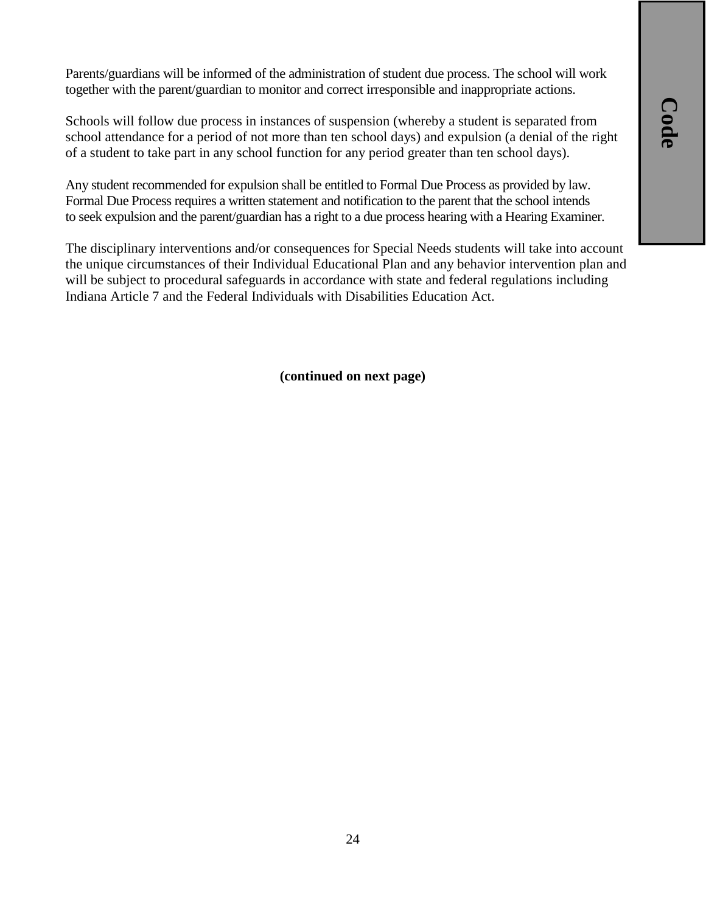Parents/guardians will be informed of the administration of student due process. The school will work together with the parent/guardian to monitor and correct irresponsible and inappropriate actions.

Schools will follow due process in instances of suspension (whereby a student is separated from school attendance for a period of not more than ten school days) and expulsion (a denial of the right of a student to take part in any school function for any period greater than ten school days).

Any student recommended for expulsion shall be entitled to Formal Due Process as provided by law. Formal Due Process requires a written statement and notification to the parent that the school intends to seek expulsion and the parent/guardian has a right to a due process hearing with a Hearing Examiner.

The disciplinary interventions and/or consequences for Special Needs students will take into account the unique circumstances of their Individual Educational Plan and any behavior intervention plan and will be subject to procedural safeguards in accordance with state and federal regulations including Indiana Article 7 and the Federal Individuals with Disabilities Education Act.

**(continued on next page)**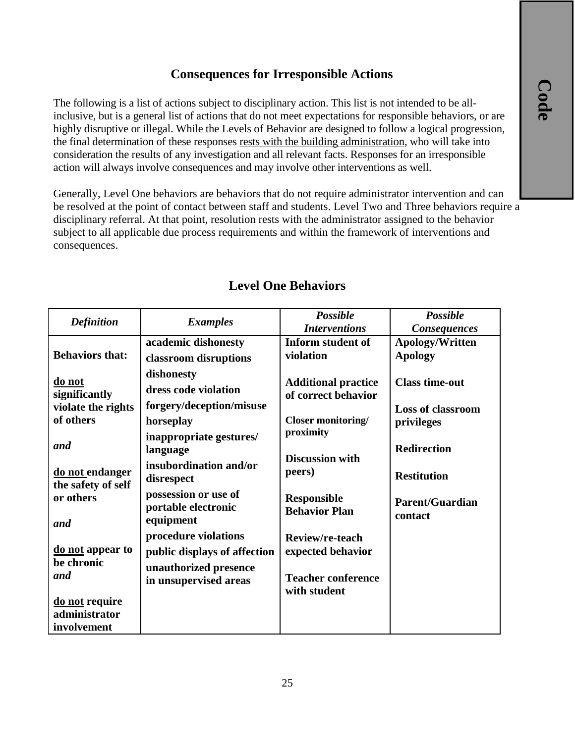## Consequences for Irresponsible Actions

The following is a list of actions subject to disciplinary action. This list is not intended to be all-inclusive, but is a general list of actions that do not meet expectations for responsible behaviors, or are highly disruptive or illegal. While the Levels of Behavior are designed to follow a logical progression, the final determination of these responses rests with the building administration, who will take into consideration the results of any investigation and all relevant facts. Responses for an irresponsible action will always involve consequences and may involve other interventions as well.

Generally, Level One behaviors are behaviors that do not require administrator intervention and can be resolved at the point of contact between staff and students. Level Two and Three behaviors require a disciplinary referral. At that point, resolution rests with the administrator assigned to the behavior subject to all applicable due process requirements and within the framework of interventions and consequences.

## Level One Behaviors

| *Definition* | *Examples* | *Possible Interventions* | *Possible Consequences* |
|---|---|---|---|
| **Behaviors that:**<br><br>**do not significantly violate the rights of others**<br><br>***and***<br><br>**do not endanger the safety of self or others**<br><br>***and***<br><br>**do not appear to be chronic**<br>***and***<br><br>**do not require administrator involvement** | **academic dishonesty**<br>**classroom disruptions**<br>**dishonesty**<br>**dress code violation**<br>**forgery/deception/misuse**<br>**horseplay**<br>**inappropriate gestures/ language**<br>**insubordination and/or disrespect**<br>**possession or use of portable electronic equipment**<br>**procedure violations**<br>**public displays of affection**<br>**unauthorized presence in unsupervised areas** | **Inform student of violation**<br><br>**Additional practice of correct behavior**<br><br>**Closer monitoring/ proximity**<br><br>**Discussion with peers)**<br><br>**Responsible Behavior Plan**<br><br>**Review/re-teach expected behavior**<br><br>**Teacher conference with student** | **Apology/Written Apology**<br><br>**Class time-out**<br><br>**Loss of classroom privileges**<br><br>**Redirection**<br><br>**Restitution**<br><br>**Parent/Guardian contact** |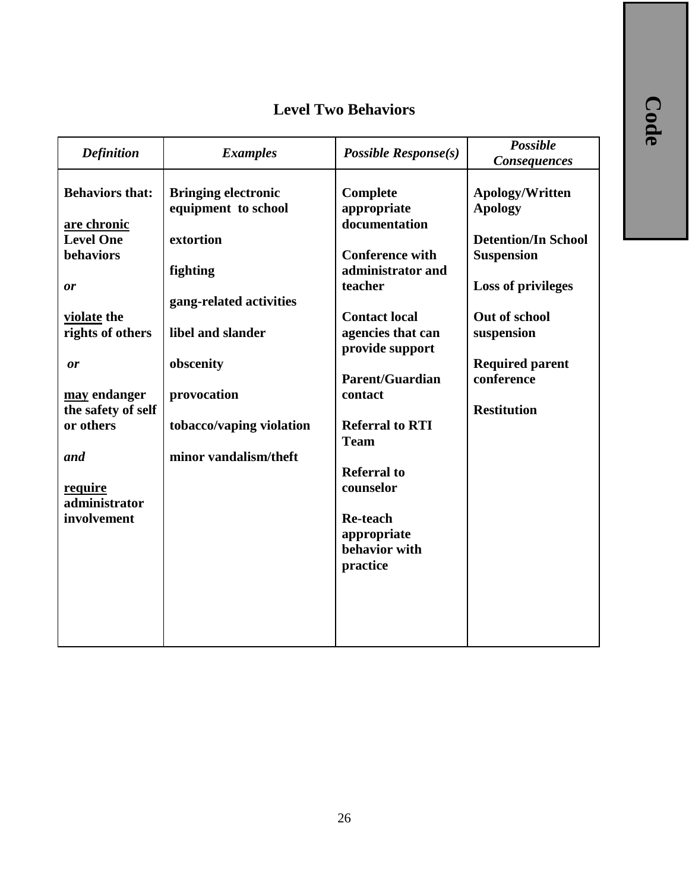## Level Two Behaviors

| *Definition* | *Examples* | *Possible Response(s)* | *Possible Consequences* |
|---|---|---|---|
| **Behaviors that:**<br><br>**are chronic Level One behaviors**<br><br>***or***<br><br>**violate the rights of others**<br><br>***or***<br><br>**may endanger the safety of self or others**<br><br>***and***<br><br>**require administrator involvement** | **Bringing electronic equipment to school**<br><br>**extortion**<br><br>**fighting**<br><br>**gang-related activities**<br><br>**libel and slander**<br><br>**obscenity**<br><br>**provocation**<br><br>**tobacco/vaping violation**<br><br>**minor vandalism/theft** | **Complete appropriate documentation**<br><br>**Conference with administrator and teacher**<br><br>**Contact local agencies that can provide support**<br><br>**Parent/Guardian contact**<br><br>**Referral to RTI Team**<br><br>**Referral to counselor**<br><br>**Re-teach appropriate behavior with practice** | **Apology/Written Apology**<br><br>**Detention/In School Suspension**<br><br>**Loss of privileges**<br><br>**Out of school suspension**<br><br>**Required parent conference**<br><br>**Restitution** |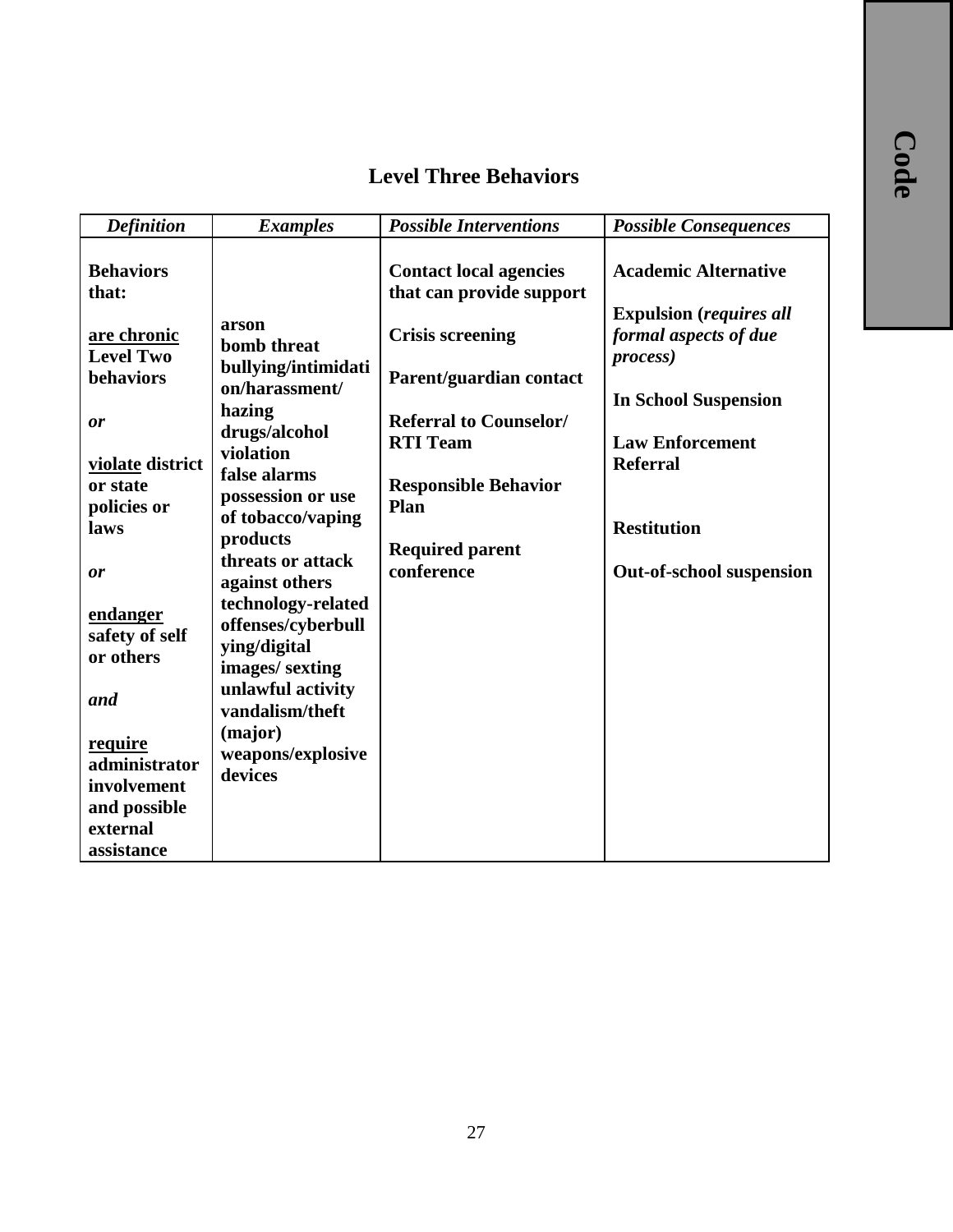## Level Three Behaviors

| *Definition* | *Examples* | *Possible Interventions* | *Possible Consequences* |
|---|---|---|---|
| **Behaviors that:**<br><br>**<u>are chronic</u> Level Two behaviors**<br><br>***or***<br><br>**<u>violate</u> district or state policies or laws**<br><br>***or***<br><br>**<u>endanger</u> safety of self or others**<br><br>***and***<br><br>**<u>require</u> administrator involvement and possible external assistance** | **arson**<br>**bomb threat**<br>**bullying/intimidation/harassment/ hazing**<br>**drugs/alcohol violation**<br>**false alarms**<br>**possession or use of tobacco/vaping products**<br>**threats or attack against others**<br>**technology-related offenses/cyberbullying/digital images/ sexting**<br>**unlawful activity**<br>**vandalism/theft (major)**<br>**weapons/explosive devices** | **Contact local agencies that can provide support**<br><br>**Crisis screening**<br><br>**Parent/guardian contact**<br><br>**Referral to Counselor/ RTI Team**<br><br>**Responsible Behavior Plan**<br><br>**Required parent conference** | **Academic Alternative**<br><br>**Expulsion (*requires all formal aspects of due process)***<br><br>**In School Suspension**<br><br>**Law Enforcement Referral**<br><br>**Restitution**<br><br>**Out-of-school suspension** |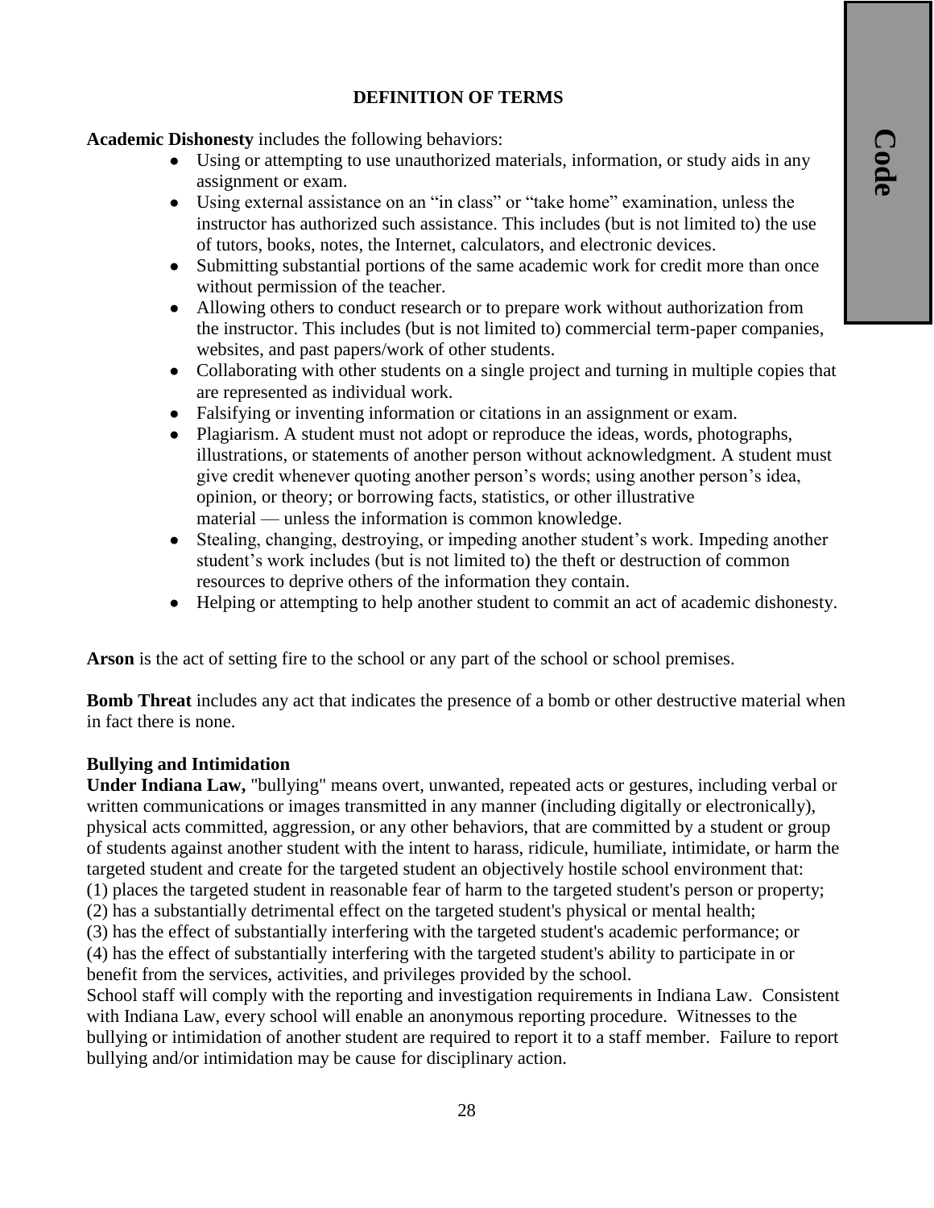## DEFINITION OF TERMS

**Academic Dishonesty** includes the following behaviors:

- Using or attempting to use unauthorized materials, information, or study aids in any assignment or exam.
- Using external assistance on an "in class" or "take home" examination, unless the instructor has authorized such assistance. This includes (but is not limited to) the use of tutors, books, notes, the Internet, calculators, and electronic devices.
- Submitting substantial portions of the same academic work for credit more than once without permission of the teacher.
- Allowing others to conduct research or to prepare work without authorization from the instructor. This includes (but is not limited to) commercial term-paper companies, websites, and past papers/work of other students.
- Collaborating with other students on a single project and turning in multiple copies that are represented as individual work.
- Falsifying or inventing information or citations in an assignment or exam.
- Plagiarism. A student must not adopt or reproduce the ideas, words, photographs, illustrations, or statements of another person without acknowledgment. A student must give credit whenever quoting another person's words; using another person's idea, opinion, or theory; or borrowing facts, statistics, or other illustrative material — unless the information is common knowledge.
- Stealing, changing, destroying, or impeding another student's work. Impeding another student's work includes (but is not limited to) the theft or destruction of common resources to deprive others of the information they contain.
- Helping or attempting to help another student to commit an act of academic dishonesty.

**Arson** is the act of setting fire to the school or any part of the school or school premises.

**Bomb Threat** includes any act that indicates the presence of a bomb or other destructive material when in fact there is none.

**Bullying and Intimidation**

**Under Indiana Law,** "bullying" means overt, unwanted, repeated acts or gestures, including verbal or written communications or images transmitted in any manner (including digitally or electronically), physical acts committed, aggression, or any other behaviors, that are committed by a student or group of students against another student with the intent to harass, ridicule, humiliate, intimidate, or harm the targeted student and create for the targeted student an objectively hostile school environment that:
(1) places the targeted student in reasonable fear of harm to the targeted student's person or property;
(2) has a substantially detrimental effect on the targeted student's physical or mental health;
(3) has the effect of substantially interfering with the targeted student's academic performance; or
(4) has the effect of substantially interfering with the targeted student's ability to participate in or benefit from the services, activities, and privileges provided by the school.

School staff will comply with the reporting and investigation requirements in Indiana Law. Consistent with Indiana Law, every school will enable an anonymous reporting procedure. Witnesses to the bullying or intimidation of another student are required to report it to a staff member. Failure to report bullying and/or intimidation may be cause for disciplinary action.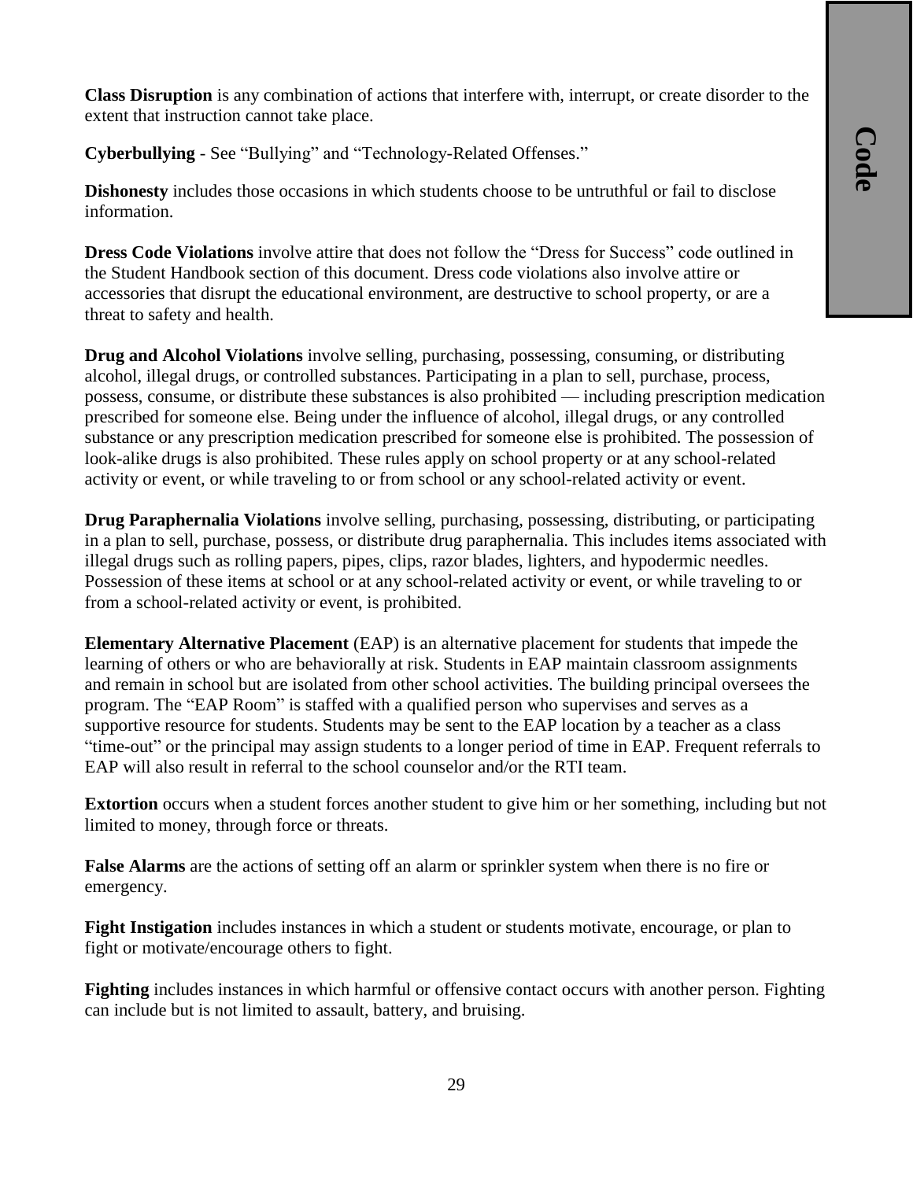**Class Disruption** is any combination of actions that interfere with, interrupt, or create disorder to the extent that instruction cannot take place.

**Cyberbullying** - See "Bullying" and "Technology-Related Offenses."

**Dishonesty** includes those occasions in which students choose to be untruthful or fail to disclose information.

**Dress Code Violations** involve attire that does not follow the "Dress for Success" code outlined in the Student Handbook section of this document. Dress code violations also involve attire or accessories that disrupt the educational environment, are destructive to school property, or are a threat to safety and health.

**Drug and Alcohol Violations** involve selling, purchasing, possessing, consuming, or distributing alcohol, illegal drugs, or controlled substances. Participating in a plan to sell, purchase, process, possess, consume, or distribute these substances is also prohibited — including prescription medication prescribed for someone else. Being under the influence of alcohol, illegal drugs, or any controlled substance or any prescription medication prescribed for someone else is prohibited. The possession of look-alike drugs is also prohibited. These rules apply on school property or at any school-related activity or event, or while traveling to or from school or any school-related activity or event.

**Drug Paraphernalia Violations** involve selling, purchasing, possessing, distributing, or participating in a plan to sell, purchase, possess, or distribute drug paraphernalia. This includes items associated with illegal drugs such as rolling papers, pipes, clips, razor blades, lighters, and hypodermic needles. Possession of these items at school or at any school-related activity or event, or while traveling to or from a school-related activity or event, is prohibited.

**Elementary Alternative Placement** (EAP) is an alternative placement for students that impede the learning of others or who are behaviorally at risk. Students in EAP maintain classroom assignments and remain in school but are isolated from other school activities. The building principal oversees the program. The "EAP Room" is staffed with a qualified person who supervises and serves as a supportive resource for students. Students may be sent to the EAP location by a teacher as a class "time-out" or the principal may assign students to a longer period of time in EAP. Frequent referrals to EAP will also result in referral to the school counselor and/or the RTI team.

**Extortion** occurs when a student forces another student to give him or her something, including but not limited to money, through force or threats.

**False Alarms** are the actions of setting off an alarm or sprinkler system when there is no fire or emergency.

**Fight Instigation** includes instances in which a student or students motivate, encourage, or plan to fight or motivate/encourage others to fight.

**Fighting** includes instances in which harmful or offensive contact occurs with another person. Fighting can include but is not limited to assault, battery, and bruising.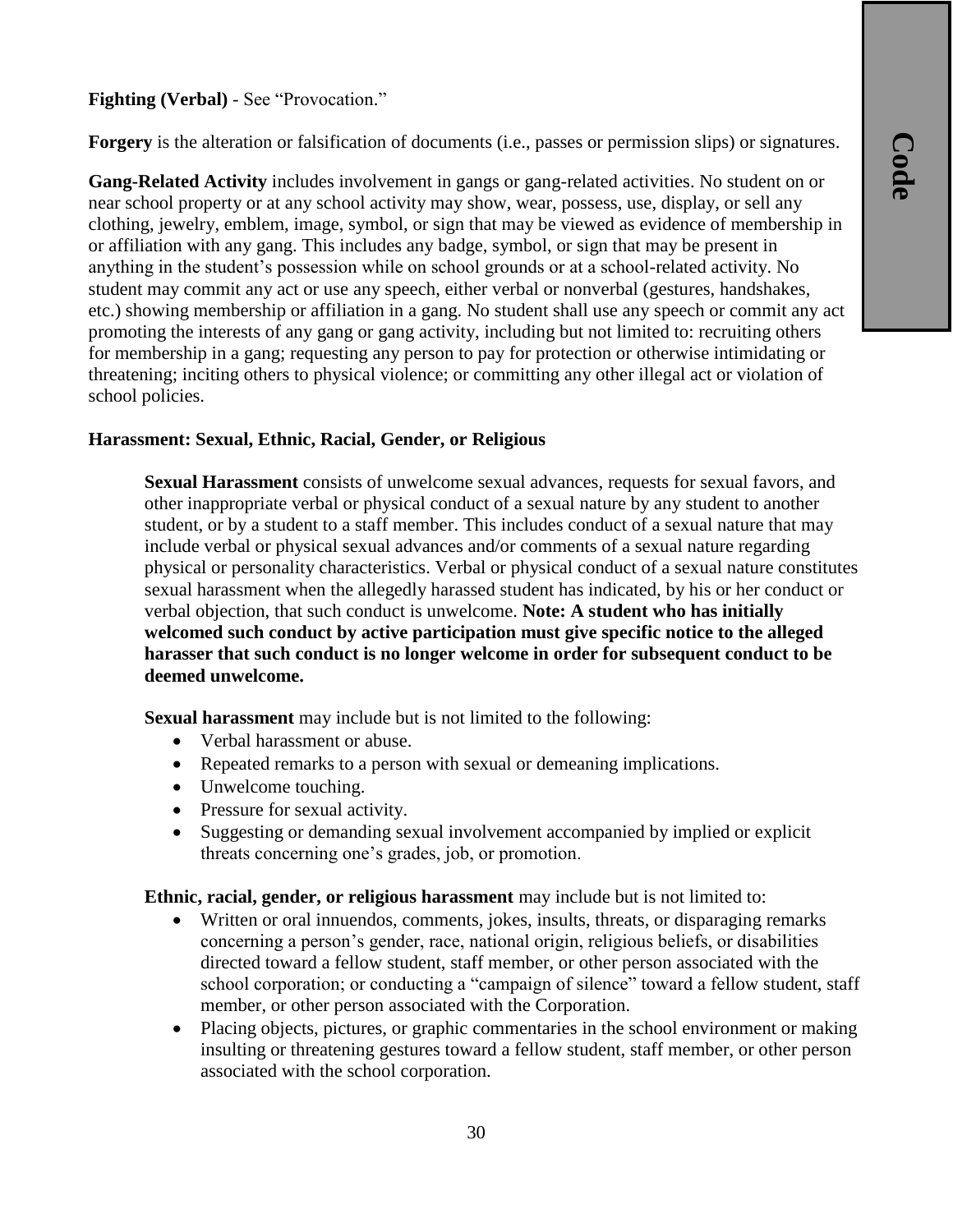**Fighting (Verbal)** - See "Provocation."

**Forgery** is the alteration or falsification of documents (i.e., passes or permission slips) or signatures.

**Gang-Related Activity** includes involvement in gangs or gang-related activities. No student on or near school property or at any school activity may show, wear, possess, use, display, or sell any clothing, jewelry, emblem, image, symbol, or sign that may be viewed as evidence of membership in or affiliation with any gang. This includes any badge, symbol, or sign that may be present in anything in the student's possession while on school grounds or at a school-related activity. No student may commit any act or use any speech, either verbal or nonverbal (gestures, handshakes, etc.) showing membership or affiliation in a gang. No student shall use any speech or commit any act promoting the interests of any gang or gang activity, including but not limited to: recruiting others for membership in a gang; requesting any person to pay for protection or otherwise intimidating or threatening; inciting others to physical violence; or committing any other illegal act or violation of school policies.

**Harassment: Sexual, Ethnic, Racial, Gender, or Religious**

**Sexual Harassment** consists of unwelcome sexual advances, requests for sexual favors, and other inappropriate verbal or physical conduct of a sexual nature by any student to another student, or by a student to a staff member. This includes conduct of a sexual nature that may include verbal or physical sexual advances and/or comments of a sexual nature regarding physical or personality characteristics. Verbal or physical conduct of a sexual nature constitutes sexual harassment when the allegedly harassed student has indicated, by his or her conduct or verbal objection, that such conduct is unwelcome. **Note: A student who has initially welcomed such conduct by active participation must give specific notice to the alleged harasser that such conduct is no longer welcome in order for subsequent conduct to be deemed unwelcome.**

**Sexual harassment** may include but is not limited to the following:

- Verbal harassment or abuse.
- Repeated remarks to a person with sexual or demeaning implications.
- Unwelcome touching.
- Pressure for sexual activity.
- Suggesting or demanding sexual involvement accompanied by implied or explicit threats concerning one's grades, job, or promotion.

**Ethnic, racial, gender, or religious harassment** may include but is not limited to:

- Written or oral innuendos, comments, jokes, insults, threats, or disparaging remarks concerning a person's gender, race, national origin, religious beliefs, or disabilities directed toward a fellow student, staff member, or other person associated with the school corporation; or conducting a "campaign of silence" toward a fellow student, staff member, or other person associated with the Corporation.
- Placing objects, pictures, or graphic commentaries in the school environment or making insulting or threatening gestures toward a fellow student, staff member, or other person associated with the school corporation.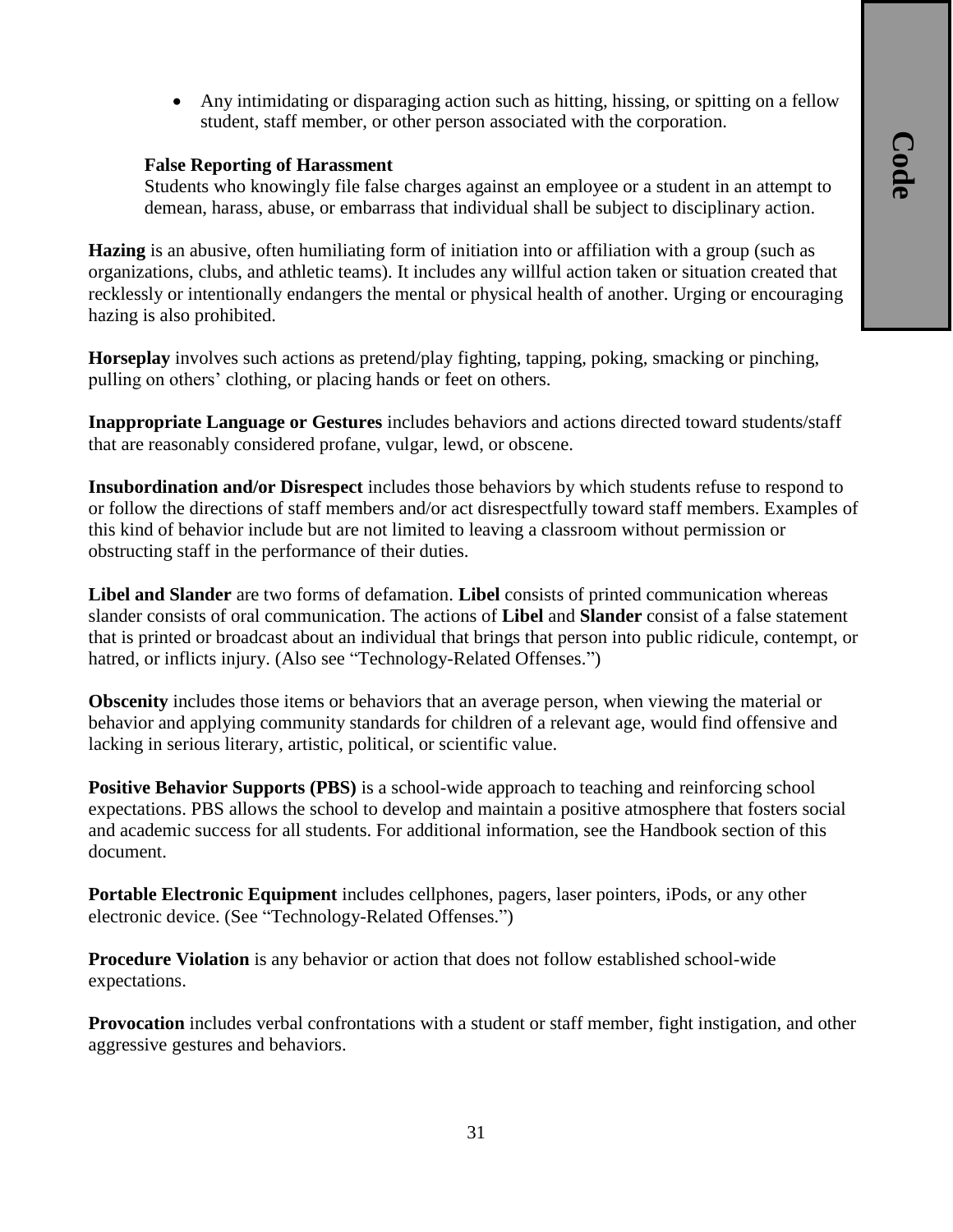- Any intimidating or disparaging action such as hitting, hissing, or spitting on a fellow student, staff member, or other person associated with the corporation.

**False Reporting of Harassment**
Students who knowingly file false charges against an employee or a student in an attempt to demean, harass, abuse, or embarrass that individual shall be subject to disciplinary action.

**Hazing** is an abusive, often humiliating form of initiation into or affiliation with a group (such as organizations, clubs, and athletic teams). It includes any willful action taken or situation created that recklessly or intentionally endangers the mental or physical health of another. Urging or encouraging hazing is also prohibited.

**Horseplay** involves such actions as pretend/play fighting, tapping, poking, smacking or pinching, pulling on others' clothing, or placing hands or feet on others.

**Inappropriate Language or Gestures** includes behaviors and actions directed toward students/staff that are reasonably considered profane, vulgar, lewd, or obscene.

**Insubordination and/or Disrespect** includes those behaviors by which students refuse to respond to or follow the directions of staff members and/or act disrespectfully toward staff members. Examples of this kind of behavior include but are not limited to leaving a classroom without permission or obstructing staff in the performance of their duties.

**Libel and Slander** are two forms of defamation. **Libel** consists of printed communication whereas slander consists of oral communication. The actions of **Libel** and **Slander** consist of a false statement that is printed or broadcast about an individual that brings that person into public ridicule, contempt, or hatred, or inflicts injury. (Also see "Technology-Related Offenses.")

**Obscenity** includes those items or behaviors that an average person, when viewing the material or behavior and applying community standards for children of a relevant age, would find offensive and lacking in serious literary, artistic, political, or scientific value.

**Positive Behavior Supports (PBS)** is a school-wide approach to teaching and reinforcing school expectations. PBS allows the school to develop and maintain a positive atmosphere that fosters social and academic success for all students. For additional information, see the Handbook section of this document.

**Portable Electronic Equipment** includes cellphones, pagers, laser pointers, iPods, or any other electronic device. (See "Technology-Related Offenses.")

**Procedure Violation** is any behavior or action that does not follow established school-wide expectations.

**Provocation** includes verbal confrontations with a student or staff member, fight instigation, and other aggressive gestures and behaviors.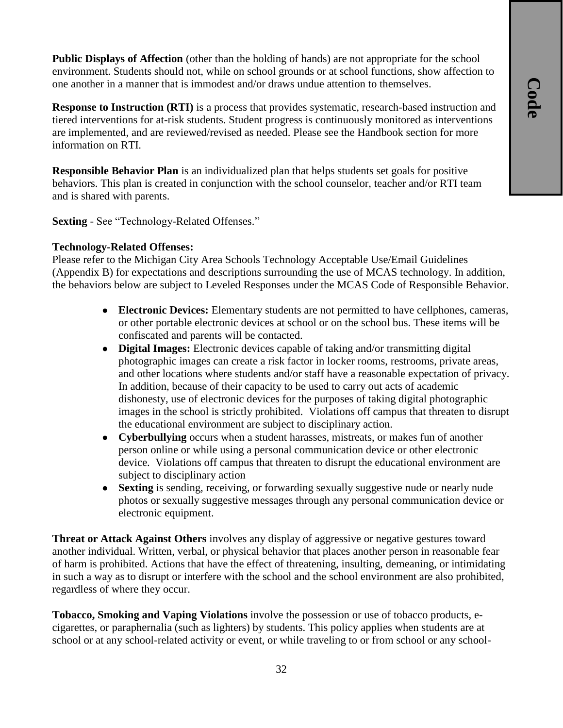**Public Displays of Affection** (other than the holding of hands) are not appropriate for the school environment. Students should not, while on school grounds or at school functions, show affection to one another in a manner that is immodest and/or draws undue attention to themselves.

**Response to Instruction (RTI)** is a process that provides systematic, research-based instruction and tiered interventions for at-risk students. Student progress is continuously monitored as interventions are implemented, and are reviewed/revised as needed. Please see the Handbook section for more information on RTI.

**Responsible Behavior Plan** is an individualized plan that helps students set goals for positive behaviors. This plan is created in conjunction with the school counselor, teacher and/or RTI team and is shared with parents.

**Sexting** - See "Technology-Related Offenses."

**Technology-Related Offenses:**
Please refer to the Michigan City Area Schools Technology Acceptable Use/Email Guidelines (Appendix B) for expectations and descriptions surrounding the use of MCAS technology. In addition, the behaviors below are subject to Leveled Responses under the MCAS Code of Responsible Behavior.

- **Electronic Devices:** Elementary students are not permitted to have cellphones, cameras, or other portable electronic devices at school or on the school bus. These items will be confiscated and parents will be contacted.
- **Digital Images:** Electronic devices capable of taking and/or transmitting digital photographic images can create a risk factor in locker rooms, restrooms, private areas, and other locations where students and/or staff have a reasonable expectation of privacy. In addition, because of their capacity to be used to carry out acts of academic dishonesty, use of electronic devices for the purposes of taking digital photographic images in the school is strictly prohibited. Violations off campus that threaten to disrupt the educational environment are subject to disciplinary action.
- **Cyberbullying** occurs when a student harasses, mistreats, or makes fun of another person online or while using a personal communication device or other electronic device. Violations off campus that threaten to disrupt the educational environment are subject to disciplinary action
- **Sexting** is sending, receiving, or forwarding sexually suggestive nude or nearly nude photos or sexually suggestive messages through any personal communication device or electronic equipment.

**Threat or Attack Against Others** involves any display of aggressive or negative gestures toward another individual. Written, verbal, or physical behavior that places another person in reasonable fear of harm is prohibited. Actions that have the effect of threatening, insulting, demeaning, or intimidating in such a way as to disrupt or interfere with the school and the school environment are also prohibited, regardless of where they occur.

**Tobacco, Smoking and Vaping Violations** involve the possession or use of tobacco products, e-cigarettes, or paraphernalia (such as lighters) by students. This policy applies when students are at school or at any school-related activity or event, or while traveling to or from school or any school-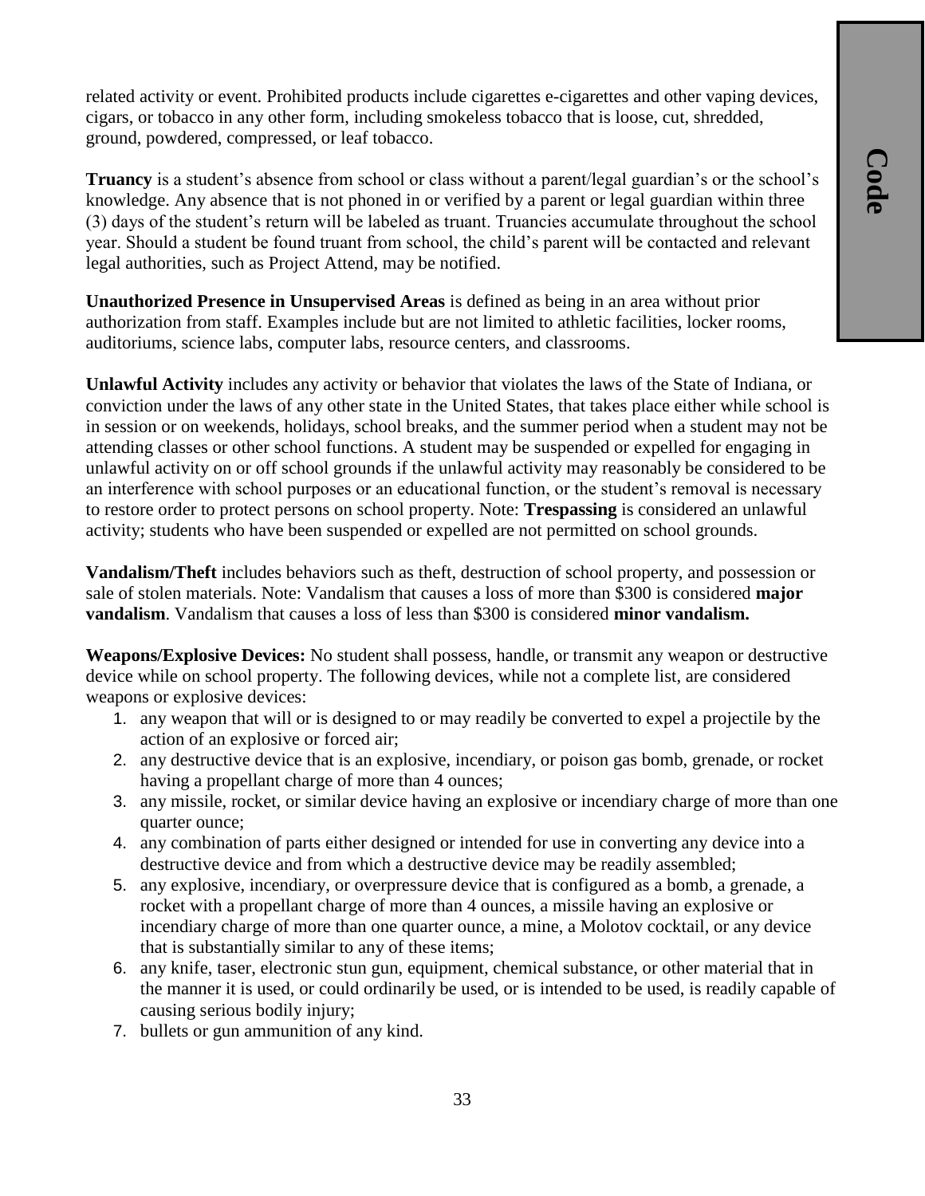related activity or event. Prohibited products include cigarettes e-cigarettes and other vaping devices, cigars, or tobacco in any other form, including smokeless tobacco that is loose, cut, shredded, ground, powdered, compressed, or leaf tobacco.

**Truancy** is a student's absence from school or class without a parent/legal guardian's or the school's knowledge. Any absence that is not phoned in or verified by a parent or legal guardian within three (3) days of the student's return will be labeled as truant. Truancies accumulate throughout the school year. Should a student be found truant from school, the child's parent will be contacted and relevant legal authorities, such as Project Attend, may be notified.

**Unauthorized Presence in Unsupervised Areas** is defined as being in an area without prior authorization from staff. Examples include but are not limited to athletic facilities, locker rooms, auditoriums, science labs, computer labs, resource centers, and classrooms.

**Unlawful Activity** includes any activity or behavior that violates the laws of the State of Indiana, or conviction under the laws of any other state in the United States, that takes place either while school is in session or on weekends, holidays, school breaks, and the summer period when a student may not be attending classes or other school functions. A student may be suspended or expelled for engaging in unlawful activity on or off school grounds if the unlawful activity may reasonably be considered to be an interference with school purposes or an educational function, or the student's removal is necessary to restore order to protect persons on school property. Note: **Trespassing** is considered an unlawful activity; students who have been suspended or expelled are not permitted on school grounds.

**Vandalism/Theft** includes behaviors such as theft, destruction of school property, and possession or sale of stolen materials. Note: Vandalism that causes a loss of more than $300 is considered **major vandalism**. Vandalism that causes a loss of less than $300 is considered **minor vandalism.**

**Weapons/Explosive Devices:** No student shall possess, handle, or transmit any weapon or destructive device while on school property. The following devices, while not a complete list, are considered weapons or explosive devices:

1. any weapon that will or is designed to or may readily be converted to expel a projectile by the action of an explosive or forced air;
2. any destructive device that is an explosive, incendiary, or poison gas bomb, grenade, or rocket having a propellant charge of more than 4 ounces;
3. any missile, rocket, or similar device having an explosive or incendiary charge of more than one quarter ounce;
4. any combination of parts either designed or intended for use in converting any device into a destructive device and from which a destructive device may be readily assembled;
5. any explosive, incendiary, or overpressure device that is configured as a bomb, a grenade, a rocket with a propellant charge of more than 4 ounces, a missile having an explosive or incendiary charge of more than one quarter ounce, a mine, a Molotov cocktail, or any device that is substantially similar to any of these items;
6. any knife, taser, electronic stun gun, equipment, chemical substance, or other material that in the manner it is used, or could ordinarily be used, or is intended to be used, is readily capable of causing serious bodily injury;
7. bullets or gun ammunition of any kind.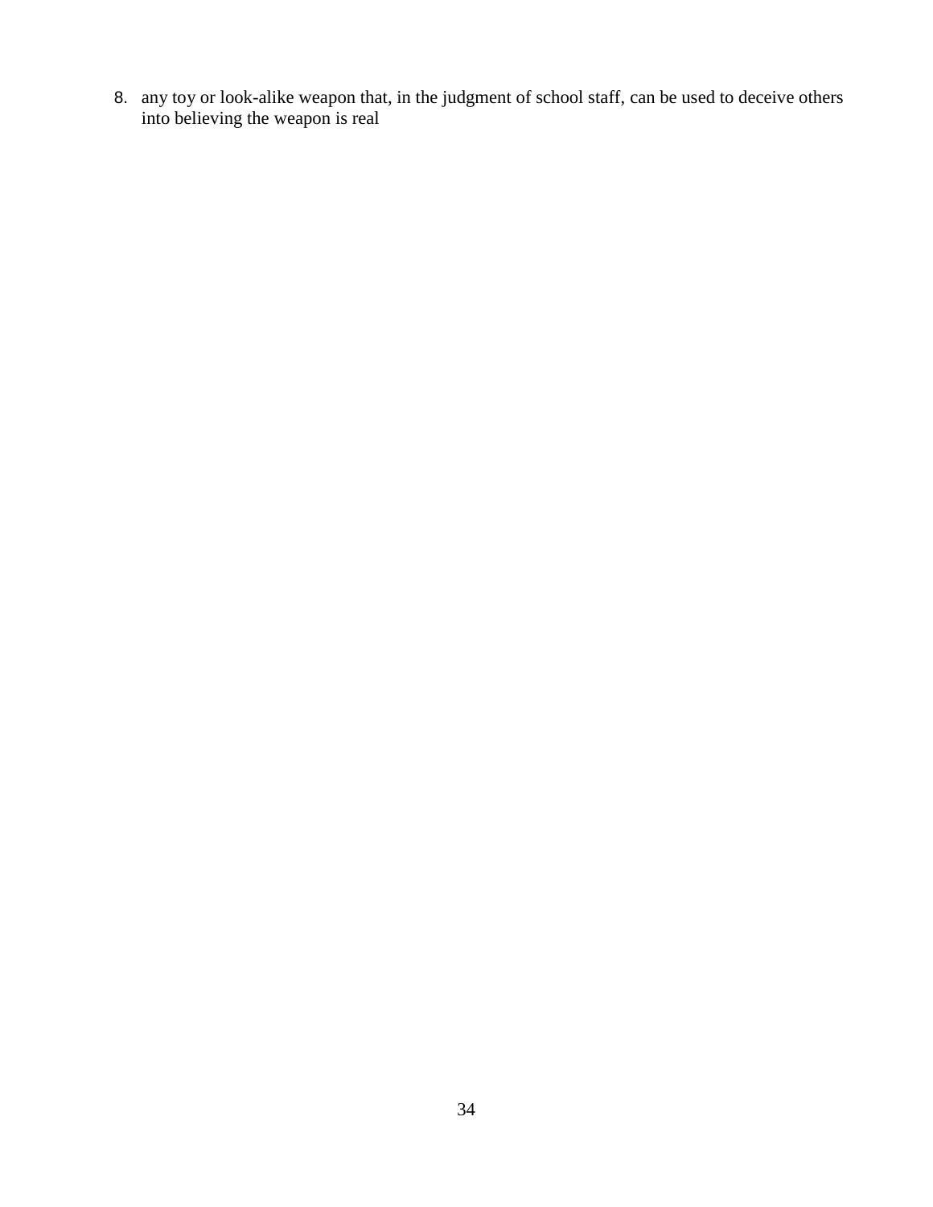8. any toy or look-alike weapon that, in the judgment of school staff, can be used to deceive others into believing the weapon is real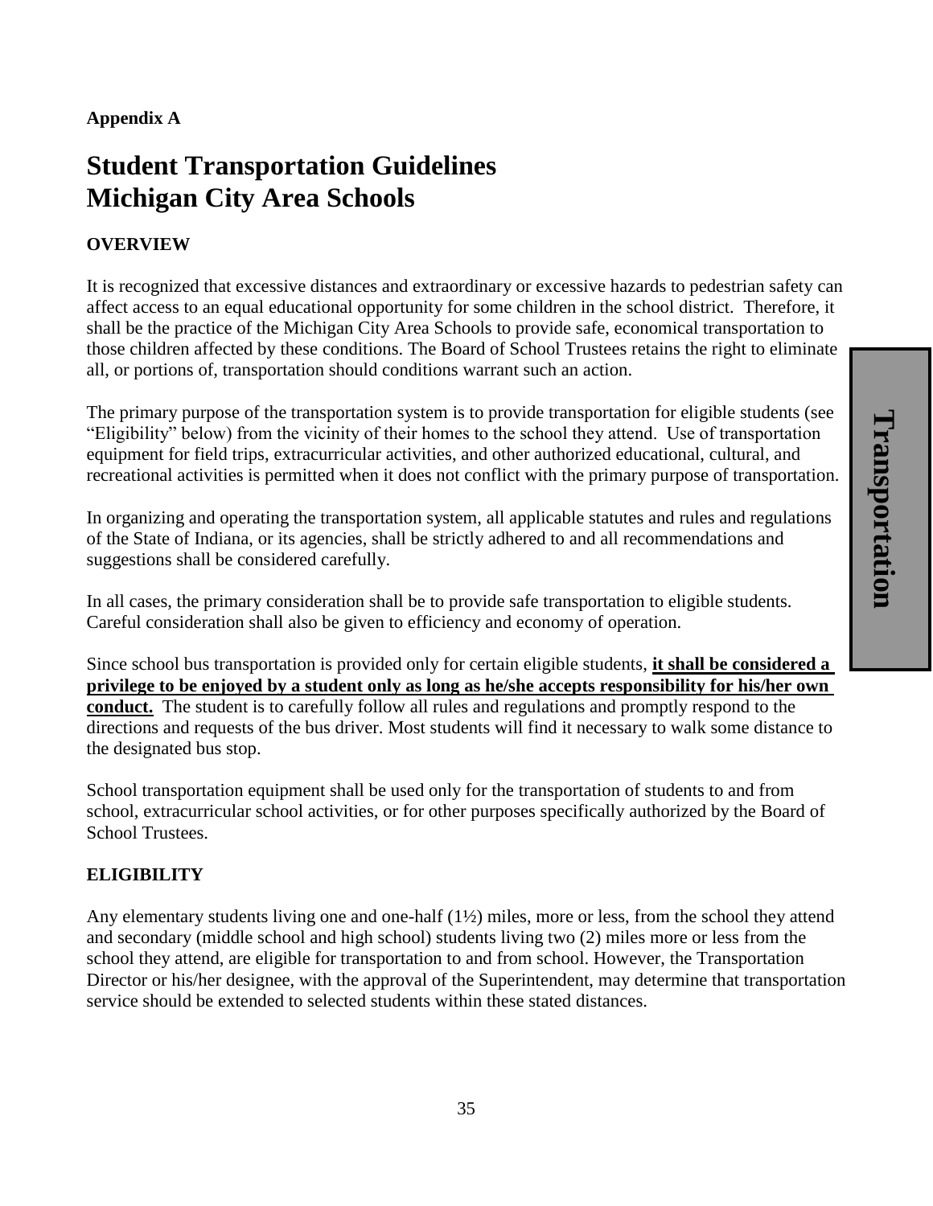**Appendix A**

# Student Transportation Guidelines
# Michigan City Area Schools

## OVERVIEW

It is recognized that excessive distances and extraordinary or excessive hazards to pedestrian safety can affect access to an equal educational opportunity for some children in the school district. Therefore, it shall be the practice of the Michigan City Area Schools to provide safe, economical transportation to those children affected by these conditions. The Board of School Trustees retains the right to eliminate all, or portions of, transportation should conditions warrant such an action.

The primary purpose of the transportation system is to provide transportation for eligible students (see "Eligibility" below) from the vicinity of their homes to the school they attend. Use of transportation equipment for field trips, extracurricular activities, and other authorized educational, cultural, and recreational activities is permitted when it does not conflict with the primary purpose of transportation.

In organizing and operating the transportation system, all applicable statutes and rules and regulations of the State of Indiana, or its agencies, shall be strictly adhered to and all recommendations and suggestions shall be considered carefully.

In all cases, the primary consideration shall be to provide safe transportation to eligible students. Careful consideration shall also be given to efficiency and economy of operation.

Since school bus transportation is provided only for certain eligible students, **it shall be considered a privilege to be enjoyed by a student only as long as he/she accepts responsibility for his/her own conduct.** The student is to carefully follow all rules and regulations and promptly respond to the directions and requests of the bus driver. Most students will find it necessary to walk some distance to the designated bus stop.

School transportation equipment shall be used only for the transportation of students to and from school, extracurricular school activities, or for other purposes specifically authorized by the Board of School Trustees.

## ELIGIBILITY

Any elementary students living one and one-half (1½) miles, more or less, from the school they attend and secondary (middle school and high school) students living two (2) miles more or less from the school they attend, are eligible for transportation to and from school. However, the Transportation Director or his/her designee, with the approval of the Superintendent, may determine that transportation service should be extended to selected students within these stated distances.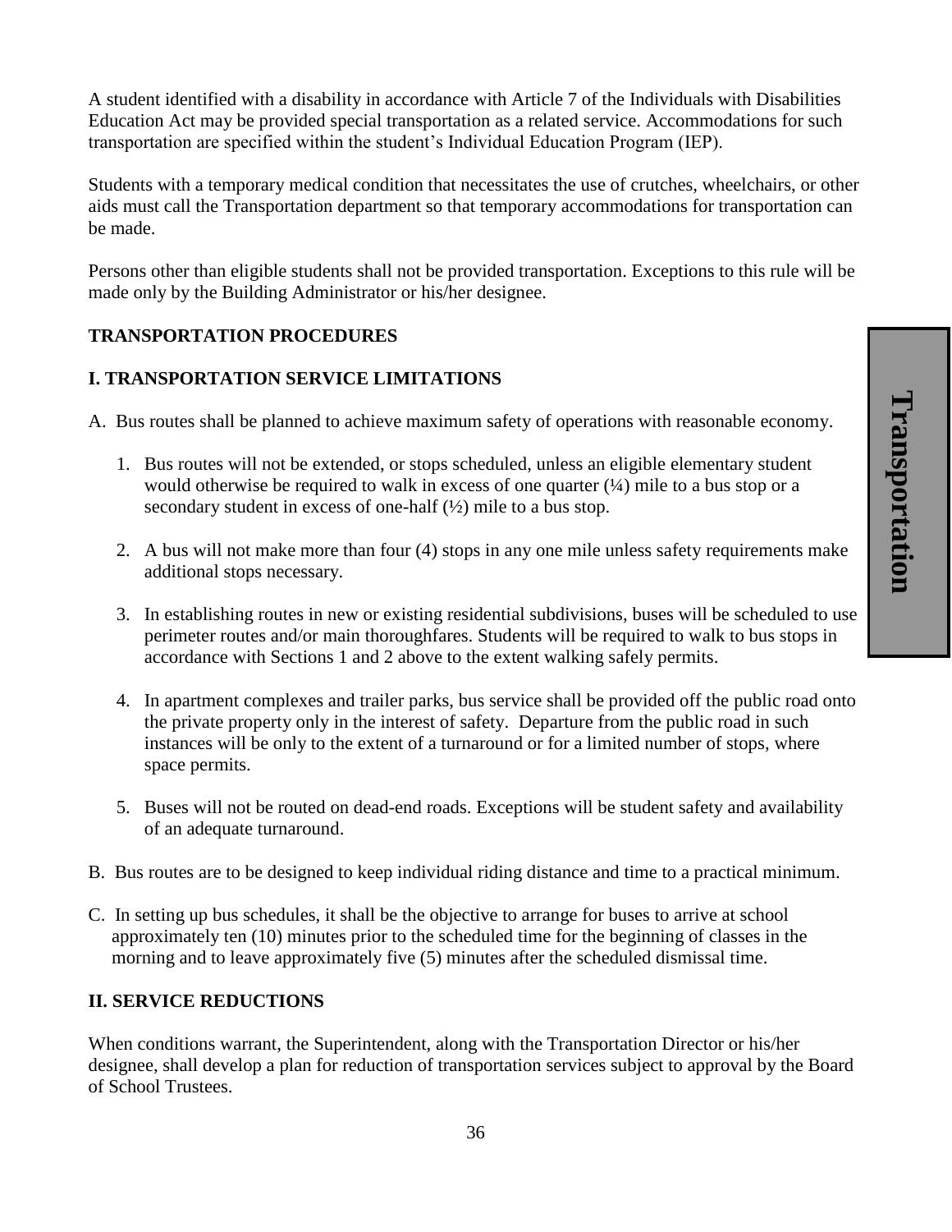A student identified with a disability in accordance with Article 7 of the Individuals with Disabilities Education Act may be provided special transportation as a related service. Accommodations for such transportation are specified within the student's Individual Education Program (IEP).

Students with a temporary medical condition that necessitates the use of crutches, wheelchairs, or other aids must call the Transportation department so that temporary accommodations for transportation can be made.

Persons other than eligible students shall not be provided transportation. Exceptions to this rule will be made only by the Building Administrator or his/her designee.

## TRANSPORTATION PROCEDURES

### I. TRANSPORTATION SERVICE LIMITATIONS

A. Bus routes shall be planned to achieve maximum safety of operations with reasonable economy.

1. Bus routes will not be extended, or stops scheduled, unless an eligible elementary student would otherwise be required to walk in excess of one quarter (¼) mile to a bus stop or a secondary student in excess of one-half (½) mile to a bus stop.
2. A bus will not make more than four (4) stops in any one mile unless safety requirements make additional stops necessary.
3. In establishing routes in new or existing residential subdivisions, buses will be scheduled to use perimeter routes and/or main thoroughfares. Students will be required to walk to bus stops in accordance with Sections 1 and 2 above to the extent walking safely permits.
4. In apartment complexes and trailer parks, bus service shall be provided off the public road onto the private property only in the interest of safety. Departure from the public road in such instances will be only to the extent of a turnaround or for a limited number of stops, where space permits.
5. Buses will not be routed on dead-end roads. Exceptions will be student safety and availability of an adequate turnaround.

B. Bus routes are to be designed to keep individual riding distance and time to a practical minimum.

C. In setting up bus schedules, it shall be the objective to arrange for buses to arrive at school approximately ten (10) minutes prior to the scheduled time for the beginning of classes in the morning and to leave approximately five (5) minutes after the scheduled dismissal time.

### II. SERVICE REDUCTIONS

When conditions warrant, the Superintendent, along with the Transportation Director or his/her designee, shall develop a plan for reduction of transportation services subject to approval by the Board of School Trustees.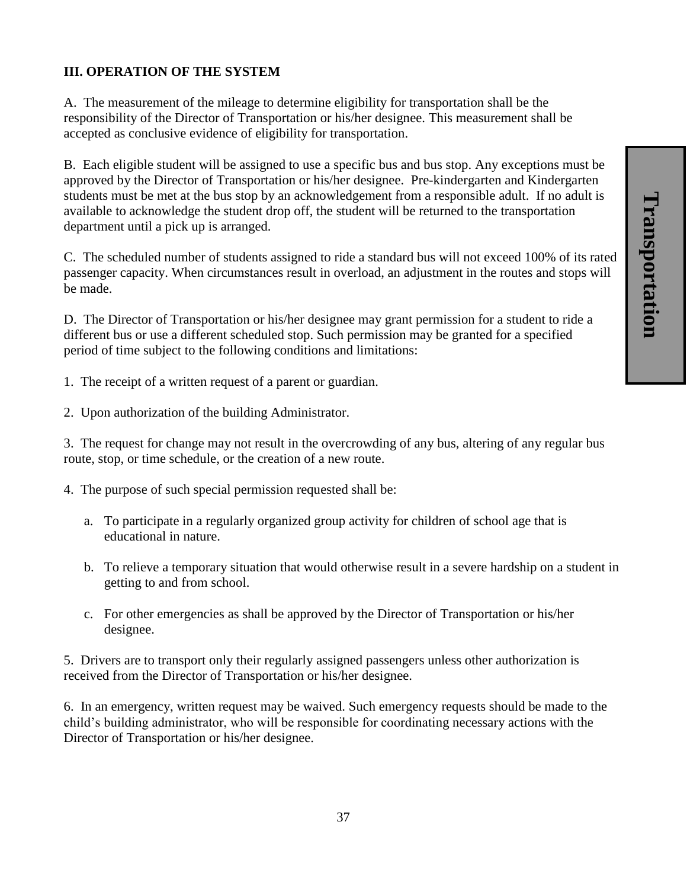## III. OPERATION OF THE SYSTEM

A. The measurement of the mileage to determine eligibility for transportation shall be the responsibility of the Director of Transportation or his/her designee. This measurement shall be accepted as conclusive evidence of eligibility for transportation.

B. Each eligible student will be assigned to use a specific bus and bus stop. Any exceptions must be approved by the Director of Transportation or his/her designee. Pre-kindergarten and Kindergarten students must be met at the bus stop by an acknowledgement from a responsible adult. If no adult is available to acknowledge the student drop off, the student will be returned to the transportation department until a pick up is arranged.

C. The scheduled number of students assigned to ride a standard bus will not exceed 100% of its rated passenger capacity. When circumstances result in overload, an adjustment in the routes and stops will be made.

D. The Director of Transportation or his/her designee may grant permission for a student to ride a different bus or use a different scheduled stop. Such permission may be granted for a specified period of time subject to the following conditions and limitations:

1. The receipt of a written request of a parent or guardian.

2. Upon authorization of the building Administrator.

3. The request for change may not result in the overcrowding of any bus, altering of any regular bus route, stop, or time schedule, or the creation of a new route.

4. The purpose of such special permission requested shall be:

    a. To participate in a regularly organized group activity for children of school age that is educational in nature.

    b. To relieve a temporary situation that would otherwise result in a severe hardship on a student in getting to and from school.

    c. For other emergencies as shall be approved by the Director of Transportation or his/her designee.

5. Drivers are to transport only their regularly assigned passengers unless other authorization is received from the Director of Transportation or his/her designee.

6. In an emergency, written request may be waived. Such emergency requests should be made to the child's building administrator, who will be responsible for coordinating necessary actions with the Director of Transportation or his/her designee.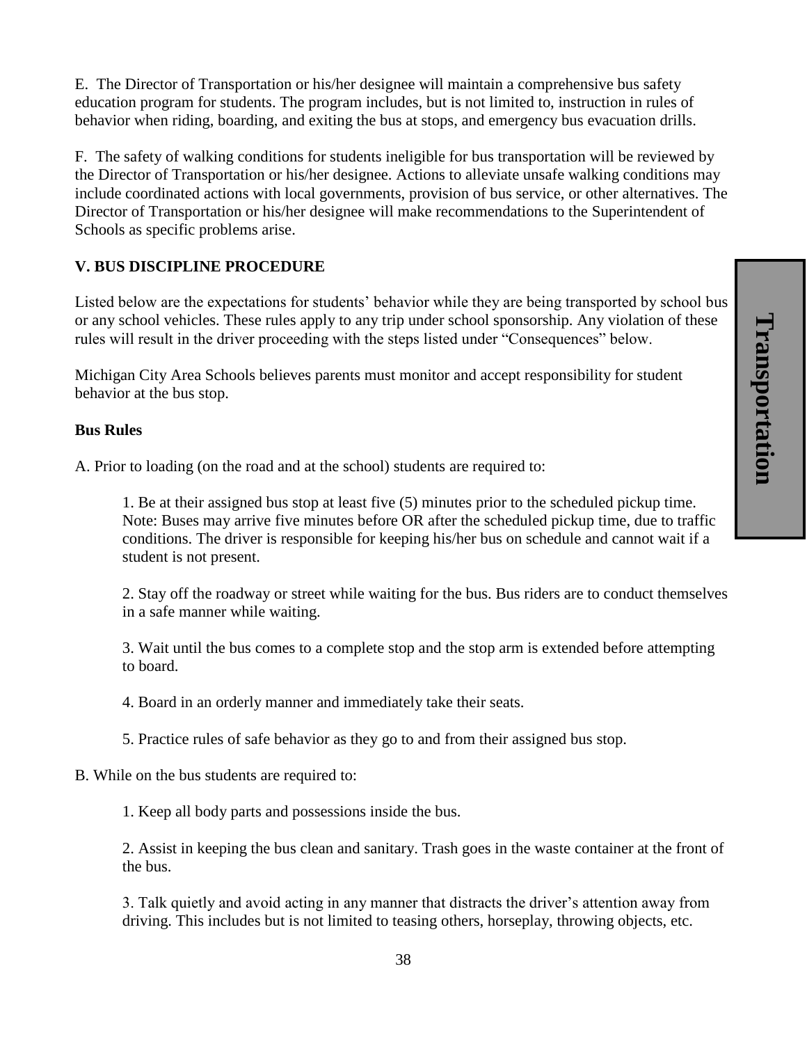E. The Director of Transportation or his/her designee will maintain a comprehensive bus safety education program for students. The program includes, but is not limited to, instruction in rules of behavior when riding, boarding, and exiting the bus at stops, and emergency bus evacuation drills.

F. The safety of walking conditions for students ineligible for bus transportation will be reviewed by the Director of Transportation or his/her designee. Actions to alleviate unsafe walking conditions may include coordinated actions with local governments, provision of bus service, or other alternatives. The Director of Transportation or his/her designee will make recommendations to the Superintendent of Schools as specific problems arise.

## V. BUS DISCIPLINE PROCEDURE

Listed below are the expectations for students' behavior while they are being transported by school bus or any school vehicles. These rules apply to any trip under school sponsorship. Any violation of these rules will result in the driver proceeding with the steps listed under "Consequences" below.

Michigan City Area Schools believes parents must monitor and accept responsibility for student behavior at the bus stop.

### Bus Rules

A. Prior to loading (on the road and at the school) students are required to:

1. Be at their assigned bus stop at least five (5) minutes prior to the scheduled pickup time. Note: Buses may arrive five minutes before OR after the scheduled pickup time, due to traffic conditions. The driver is responsible for keeping his/her bus on schedule and cannot wait if a student is not present.

2. Stay off the roadway or street while waiting for the bus. Bus riders are to conduct themselves in a safe manner while waiting.

3. Wait until the bus comes to a complete stop and the stop arm is extended before attempting to board.

4. Board in an orderly manner and immediately take their seats.

5. Practice rules of safe behavior as they go to and from their assigned bus stop.

B. While on the bus students are required to:

1. Keep all body parts and possessions inside the bus.

2. Assist in keeping the bus clean and sanitary. Trash goes in the waste container at the front of the bus.

3. Talk quietly and avoid acting in any manner that distracts the driver's attention away from driving. This includes but is not limited to teasing others, horseplay, throwing objects, etc.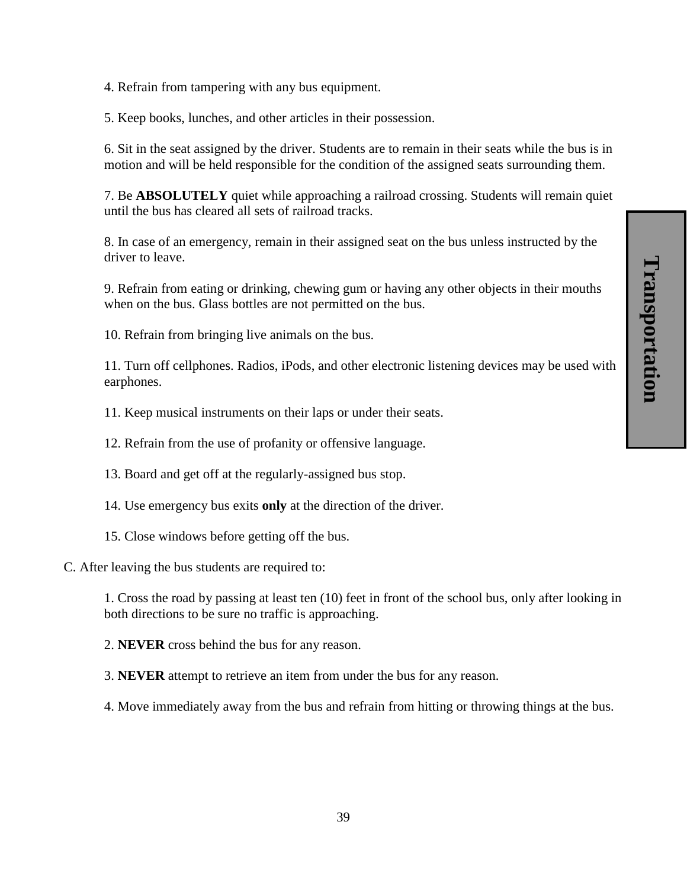4. Refrain from tampering with any bus equipment.

5. Keep books, lunches, and other articles in their possession.

6. Sit in the seat assigned by the driver. Students are to remain in their seats while the bus is in motion and will be held responsible for the condition of the assigned seats surrounding them.

7. Be **ABSOLUTELY** quiet while approaching a railroad crossing. Students will remain quiet until the bus has cleared all sets of railroad tracks.

8. In case of an emergency, remain in their assigned seat on the bus unless instructed by the driver to leave.

9. Refrain from eating or drinking, chewing gum or having any other objects in their mouths when on the bus. Glass bottles are not permitted on the bus.

10. Refrain from bringing live animals on the bus.

11. Turn off cellphones. Radios, iPods, and other electronic listening devices may be used with earphones.

11. Keep musical instruments on their laps or under their seats.

12. Refrain from the use of profanity or offensive language.

13. Board and get off at the regularly-assigned bus stop.

14. Use emergency bus exits **only** at the direction of the driver.

15. Close windows before getting off the bus.

C. After leaving the bus students are required to:

1. Cross the road by passing at least ten (10) feet in front of the school bus, only after looking in both directions to be sure no traffic is approaching.

2. **NEVER** cross behind the bus for any reason.

3. **NEVER** attempt to retrieve an item from under the bus for any reason.

4. Move immediately away from the bus and refrain from hitting or throwing things at the bus.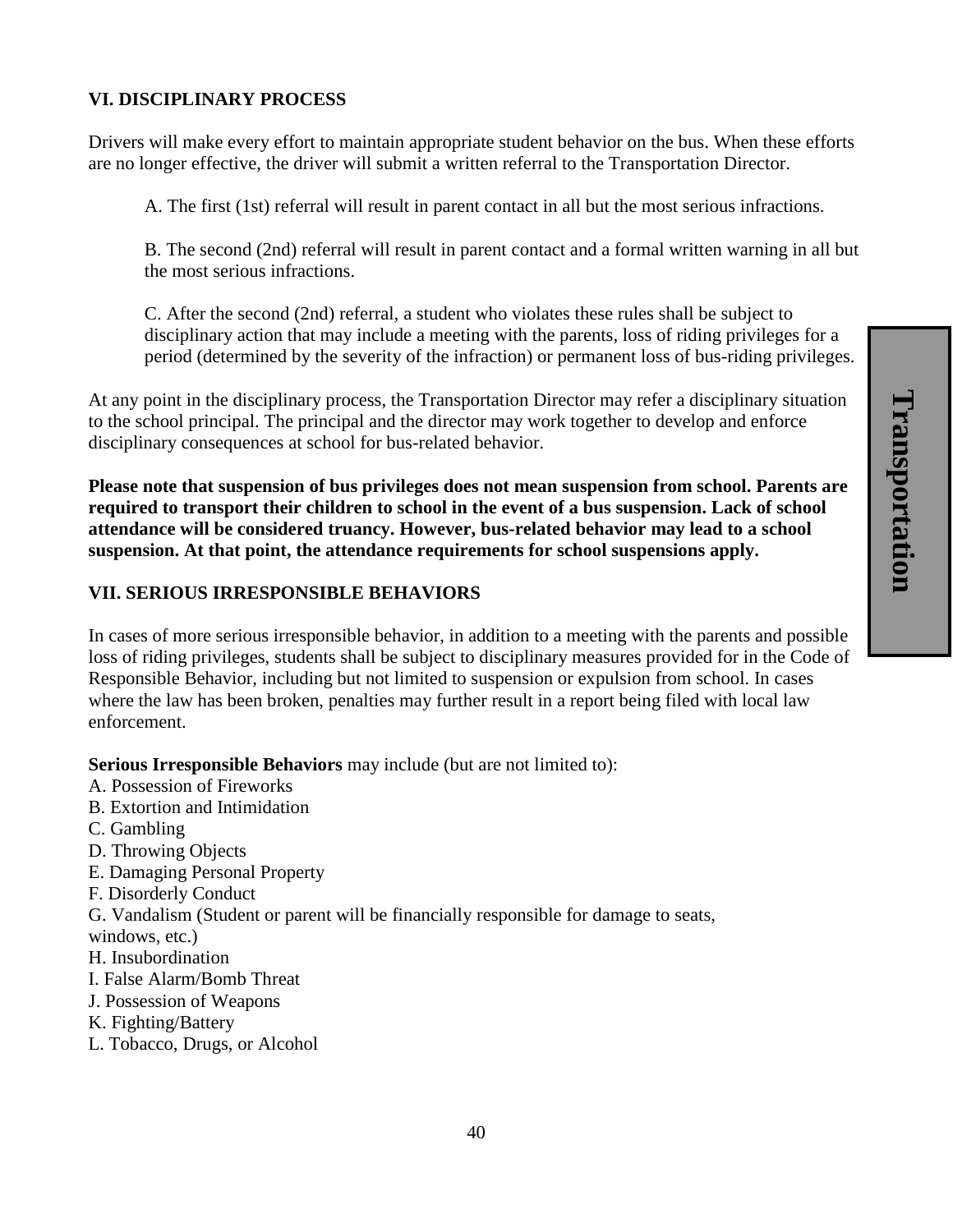## VI. DISCIPLINARY PROCESS

Drivers will make every effort to maintain appropriate student behavior on the bus. When these efforts are no longer effective, the driver will submit a written referral to the Transportation Director.

A. The first (1st) referral will result in parent contact in all but the most serious infractions.

B. The second (2nd) referral will result in parent contact and a formal written warning in all but the most serious infractions.

C. After the second (2nd) referral, a student who violates these rules shall be subject to disciplinary action that may include a meeting with the parents, loss of riding privileges for a period (determined by the severity of the infraction) or permanent loss of bus-riding privileges.

At any point in the disciplinary process, the Transportation Director may refer a disciplinary situation to the school principal. The principal and the director may work together to develop and enforce disciplinary consequences at school for bus-related behavior.

**Please note that suspension of bus privileges does not mean suspension from school. Parents are required to transport their children to school in the event of a bus suspension. Lack of school attendance will be considered truancy. However, bus-related behavior may lead to a school suspension. At that point, the attendance requirements for school suspensions apply.**

## VII. SERIOUS IRRESPONSIBLE BEHAVIORS

In cases of more serious irresponsible behavior, in addition to a meeting with the parents and possible loss of riding privileges, students shall be subject to disciplinary measures provided for in the Code of Responsible Behavior, including but not limited to suspension or expulsion from school. In cases where the law has been broken, penalties may further result in a report being filed with local law enforcement.

**Serious Irresponsible Behaviors** may include (but are not limited to):

A. Possession of Fireworks
B. Extortion and Intimidation
C. Gambling
D. Throwing Objects
E. Damaging Personal Property
F. Disorderly Conduct
G. Vandalism (Student or parent will be financially responsible for damage to seats, windows, etc.)
H. Insubordination
I. False Alarm/Bomb Threat
J. Possession of Weapons
K. Fighting/Battery
L. Tobacco, Drugs, or Alcohol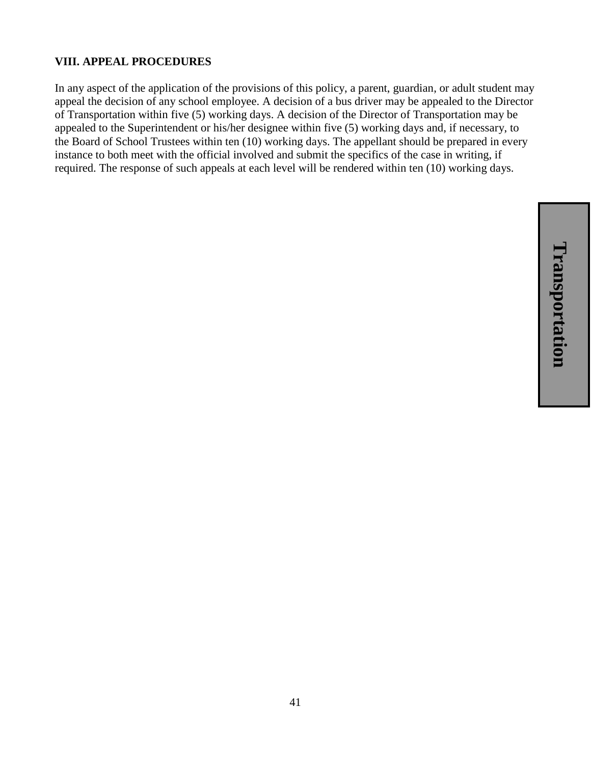## VIII. APPEAL PROCEDURES

In any aspect of the application of the provisions of this policy, a parent, guardian, or adult student may appeal the decision of any school employee. A decision of a bus driver may be appealed to the Director of Transportation within five (5) working days. A decision of the Director of Transportation may be appealed to the Superintendent or his/her designee within five (5) working days and, if necessary, to the Board of School Trustees within ten (10) working days. The appellant should be prepared in every instance to both meet with the official involved and submit the specifics of the case in writing, if required. The response of such appeals at each level will be rendered within ten (10) working days.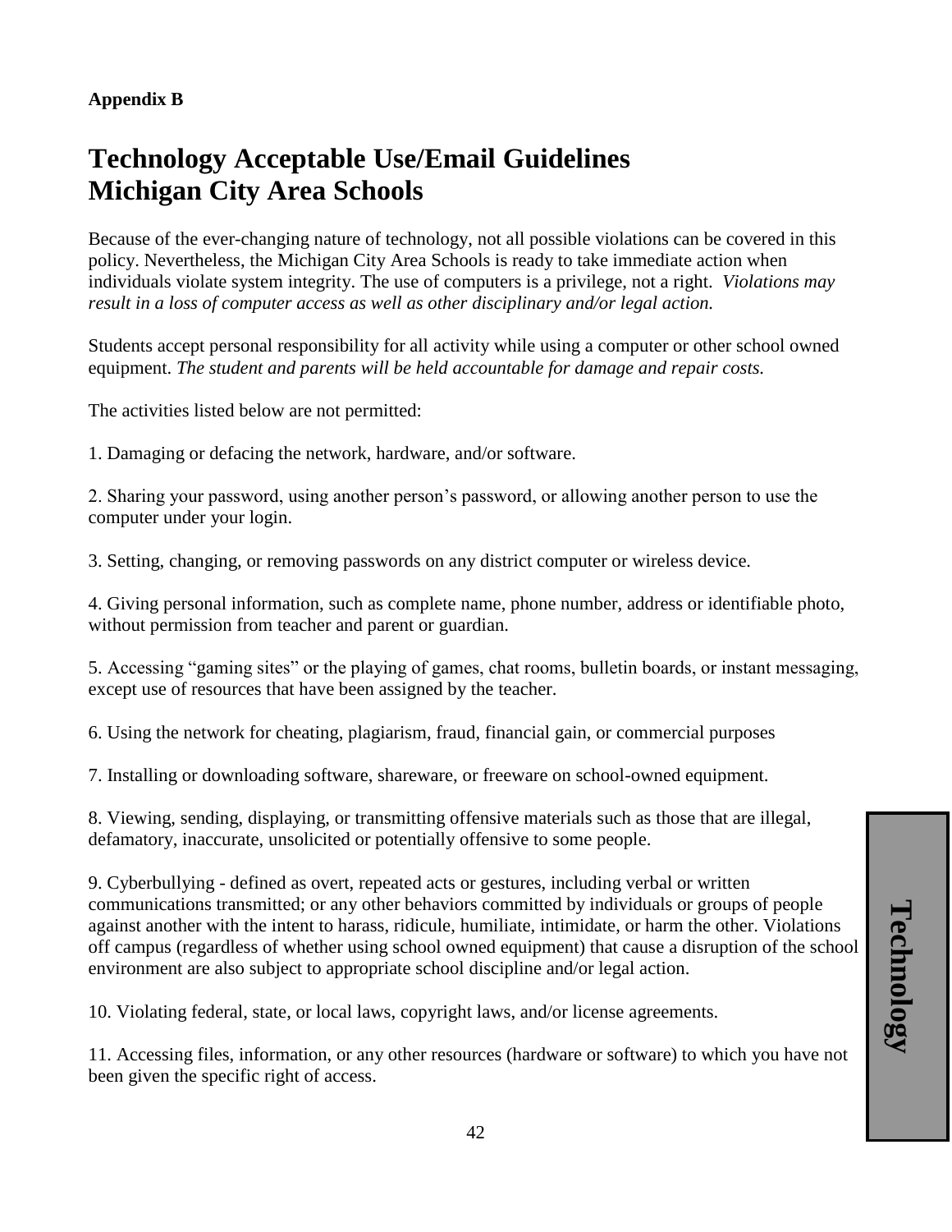**Appendix B**

# Technology Acceptable Use/Email Guidelines
# Michigan City Area Schools

Because of the ever-changing nature of technology, not all possible violations can be covered in this policy. Nevertheless, the Michigan City Area Schools is ready to take immediate action when individuals violate system integrity. The use of computers is a privilege, not a right. *Violations may result in a loss of computer access as well as other disciplinary and/or legal action.*

Students accept personal responsibility for all activity while using a computer or other school owned equipment. *The student and parents will be held accountable for damage and repair costs.*

The activities listed below are not permitted:

1. Damaging or defacing the network, hardware, and/or software.

2. Sharing your password, using another person's password, or allowing another person to use the computer under your login.

3. Setting, changing, or removing passwords on any district computer or wireless device.

4. Giving personal information, such as complete name, phone number, address or identifiable photo, without permission from teacher and parent or guardian.

5. Accessing "gaming sites" or the playing of games, chat rooms, bulletin boards, or instant messaging, except use of resources that have been assigned by the teacher.

6. Using the network for cheating, plagiarism, fraud, financial gain, or commercial purposes

7. Installing or downloading software, shareware, or freeware on school-owned equipment.

8. Viewing, sending, displaying, or transmitting offensive materials such as those that are illegal, defamatory, inaccurate, unsolicited or potentially offensive to some people.

9. Cyberbullying - defined as overt, repeated acts or gestures, including verbal or written communications transmitted; or any other behaviors committed by individuals or groups of people against another with the intent to harass, ridicule, humiliate, intimidate, or harm the other. Violations off campus (regardless of whether using school owned equipment) that cause a disruption of the school environment are also subject to appropriate school discipline and/or legal action.

10. Violating federal, state, or local laws, copyright laws, and/or license agreements.

11. Accessing files, information, or any other resources (hardware or software) to which you have not been given the specific right of access.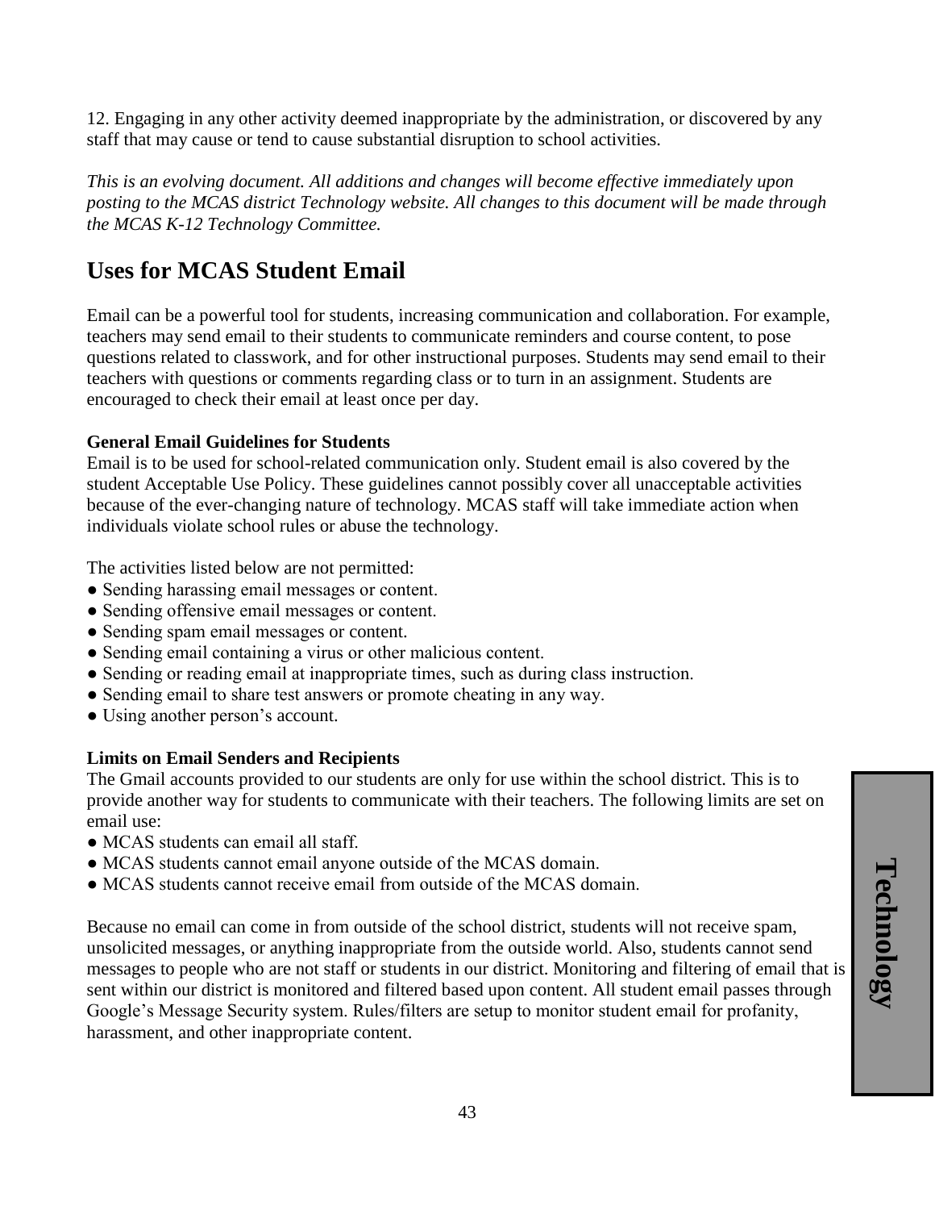12. Engaging in any other activity deemed inappropriate by the administration, or discovered by any staff that may cause or tend to cause substantial disruption to school activities.

*This is an evolving document. All additions and changes will become effective immediately upon posting to the MCAS district Technology website. All changes to this document will be made through the MCAS K-12 Technology Committee.*

## Uses for MCAS Student Email

Email can be a powerful tool for students, increasing communication and collaboration. For example, teachers may send email to their students to communicate reminders and course content, to pose questions related to classwork, and for other instructional purposes. Students may send email to their teachers with questions or comments regarding class or to turn in an assignment. Students are encouraged to check their email at least once per day.

**General Email Guidelines for Students**
Email is to be used for school-related communication only. Student email is also covered by the student Acceptable Use Policy. These guidelines cannot possibly cover all unacceptable activities because of the ever-changing nature of technology. MCAS staff will take immediate action when individuals violate school rules or abuse the technology.

The activities listed below are not permitted:

- Sending harassing email messages or content.
- Sending offensive email messages or content.
- Sending spam email messages or content.
- Sending email containing a virus or other malicious content.
- Sending or reading email at inappropriate times, such as during class instruction.
- Sending email to share test answers or promote cheating in any way.
- Using another person's account.

**Limits on Email Senders and Recipients**
The Gmail accounts provided to our students are only for use within the school district. This is to provide another way for students to communicate with their teachers. The following limits are set on email use:

- MCAS students can email all staff.
- MCAS students cannot email anyone outside of the MCAS domain.
- MCAS students cannot receive email from outside of the MCAS domain.

Because no email can come in from outside of the school district, students will not receive spam, unsolicited messages, or anything inappropriate from the outside world. Also, students cannot send messages to people who are not staff or students in our district. Monitoring and filtering of email that is sent within our district is monitored and filtered based upon content. All student email passes through Google's Message Security system. Rules/filters are setup to monitor student email for profanity, harassment, and other inappropriate content.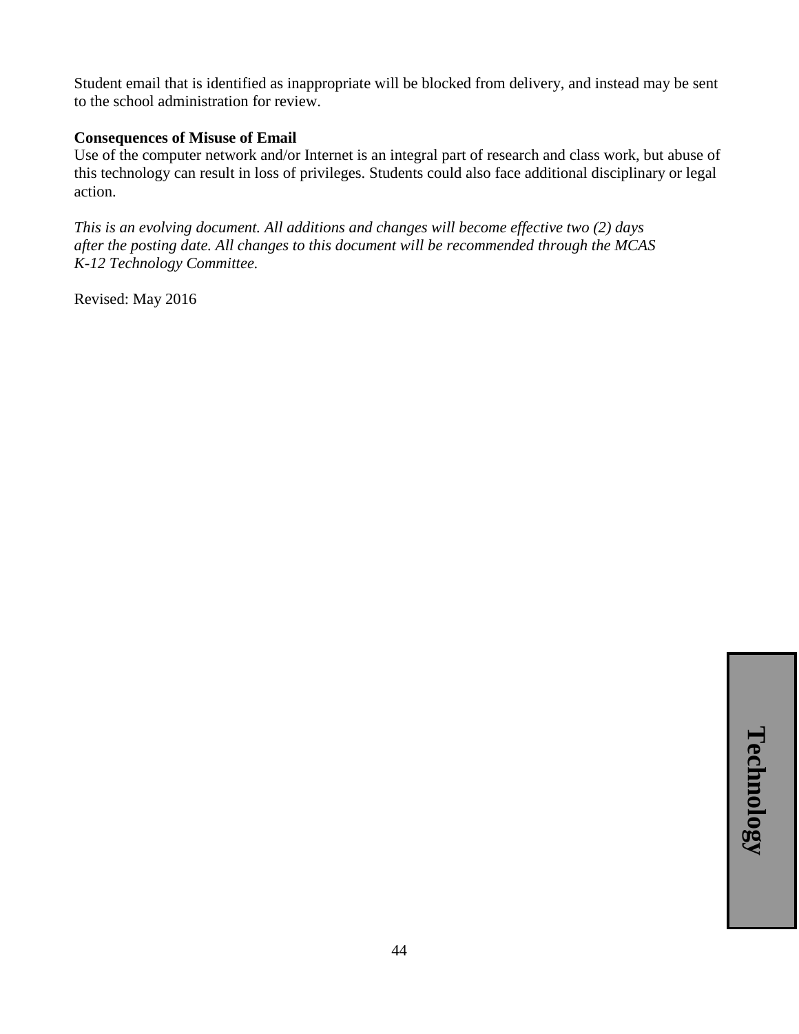Student email that is identified as inappropriate will be blocked from delivery, and instead may be sent to the school administration for review.

**Consequences of Misuse of Email**

Use of the computer network and/or Internet is an integral part of research and class work, but abuse of this technology can result in loss of privileges. Students could also face additional disciplinary or legal action.

*This is an evolving document. All additions and changes will become effective two (2) days after the posting date. All changes to this document will be recommended through the MCAS K-12 Technology Committee.*

Revised: May 2016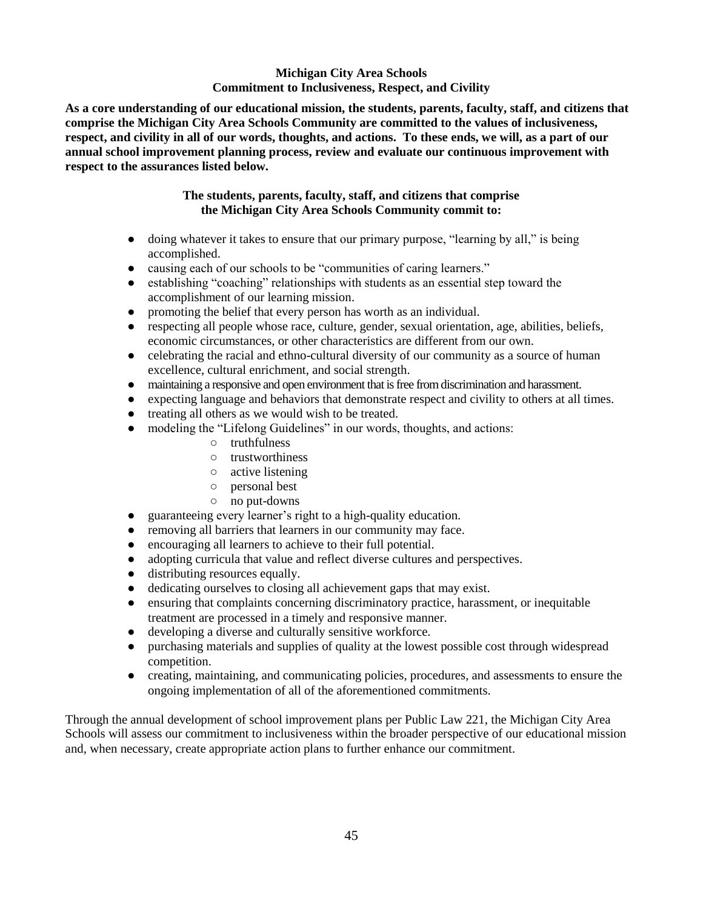**Michigan City Area Schools**
**Commitment to Inclusiveness, Respect, and Civility**

**As a core understanding of our educational mission, the students, parents, faculty, staff, and citizens that comprise the Michigan City Area Schools Community are committed to the values of inclusiveness, respect, and civility in all of our words, thoughts, and actions. To these ends, we will, as a part of our annual school improvement planning process, review and evaluate our continuous improvement with respect to the assurances listed below.**

**The students, parents, faculty, staff, and citizens that comprise the Michigan City Area Schools Community commit to:**

- doing whatever it takes to ensure that our primary purpose, "learning by all," is being accomplished.
- causing each of our schools to be "communities of caring learners."
- establishing "coaching" relationships with students as an essential step toward the accomplishment of our learning mission.
- promoting the belief that every person has worth as an individual.
- respecting all people whose race, culture, gender, sexual orientation, age, abilities, beliefs, economic circumstances, or other characteristics are different from our own.
- celebrating the racial and ethno-cultural diversity of our community as a source of human excellence, cultural enrichment, and social strength.
- maintaining a responsive and open environment that is free from discrimination and harassment.
- expecting language and behaviors that demonstrate respect and civility to others at all times.
- treating all others as we would wish to be treated.
- modeling the "Lifelong Guidelines" in our words, thoughts, and actions:
    - truthfulness
    - trustworthiness
    - active listening
    - personal best
    - no put-downs
- guaranteeing every learner's right to a high-quality education.
- removing all barriers that learners in our community may face.
- encouraging all learners to achieve to their full potential.
- adopting curricula that value and reflect diverse cultures and perspectives.
- distributing resources equally.
- dedicating ourselves to closing all achievement gaps that may exist.
- ensuring that complaints concerning discriminatory practice, harassment, or inequitable treatment are processed in a timely and responsive manner.
- developing a diverse and culturally sensitive workforce.
- purchasing materials and supplies of quality at the lowest possible cost through widespread competition.
- creating, maintaining, and communicating policies, procedures, and assessments to ensure the ongoing implementation of all of the aforementioned commitments.

Through the annual development of school improvement plans per Public Law 221, the Michigan City Area Schools will assess our commitment to inclusiveness within the broader perspective of our educational mission and, when necessary, create appropriate action plans to further enhance our commitment.